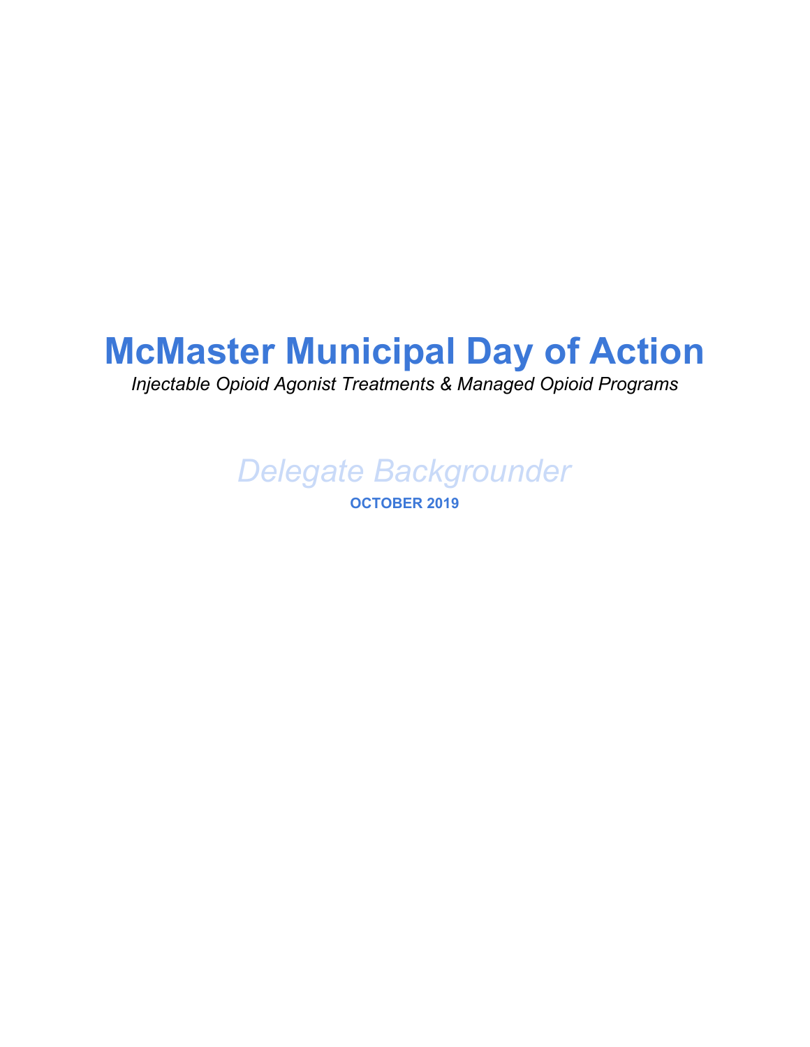# McMaster Municipal Day of Action

*Injectable Opioid Agonist Treatments & Managed Opioid Programs*

*Delegate Backgrounder*

**OCTOBER 2019**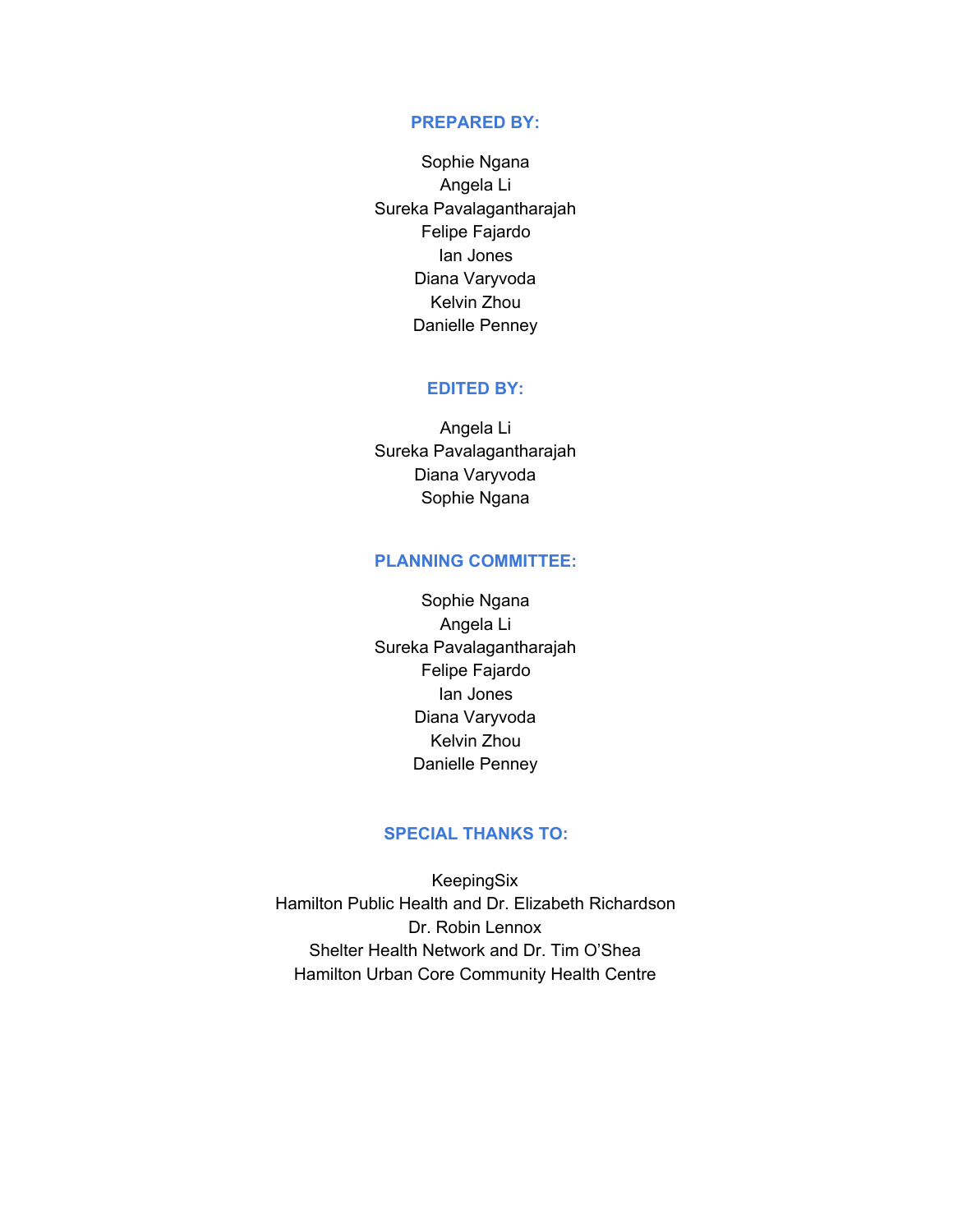## PREPARED BY:

Sophie Ngana
Angela Li
Sureka Pavalagantharajah
Felipe Fajardo
Ian Jones
Diana Varyvoda
Kelvin Zhou
Danielle Penney

## EDITED BY:

Angela Li
Sureka Pavalagantharajah
Diana Varyvoda
Sophie Ngana

## PLANNING COMMITTEE:

Sophie Ngana
Angela Li
Sureka Pavalagantharajah
Felipe Fajardo
Ian Jones
Diana Varyvoda
Kelvin Zhou
Danielle Penney

## SPECIAL THANKS TO:

KeepingSix
Hamilton Public Health and Dr. Elizabeth Richardson
Dr. Robin Lennox
Shelter Health Network and Dr. Tim O'Shea
Hamilton Urban Core Community Health Centre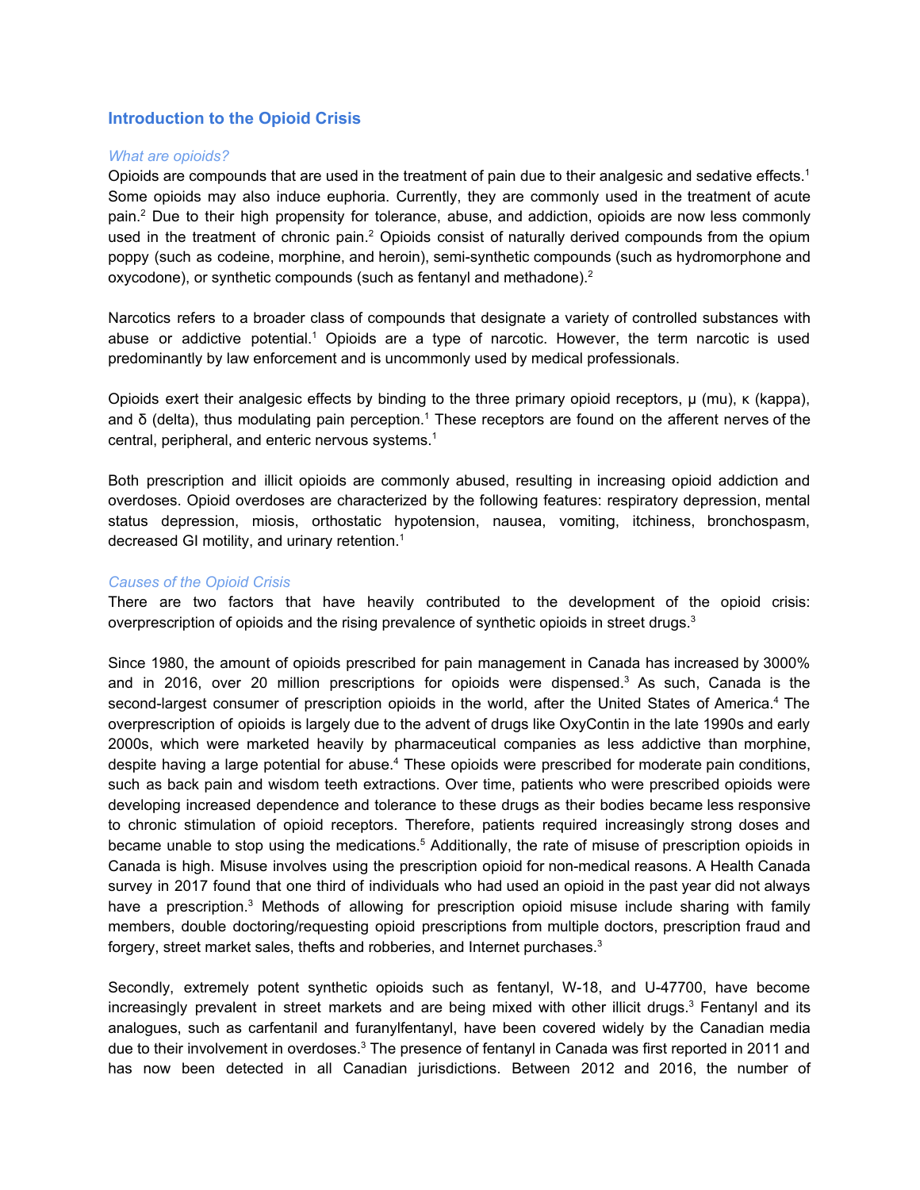## Introduction to the Opioid Crisis

### *What are opioids?*

Opioids are compounds that are used in the treatment of pain due to their analgesic and sedative effects.[1] Some opioids may also induce euphoria. Currently, they are commonly used in the treatment of acute pain.[2] Due to their high propensity for tolerance, abuse, and addiction, opioids are now less commonly used in the treatment of chronic pain.[2] Opioids consist of naturally derived compounds from the opium poppy (such as codeine, morphine, and heroin), semi-synthetic compounds (such as hydromorphone and oxycodone), or synthetic compounds (such as fentanyl and methadone).[2]

Narcotics refers to a broader class of compounds that designate a variety of controlled substances with abuse or addictive potential.[1] Opioids are a type of narcotic. However, the term narcotic is used predominantly by law enforcement and is uncommonly used by medical professionals.

Opioids exert their analgesic effects by binding to the three primary opioid receptors, μ (mu), κ (kappa), and δ (delta), thus modulating pain perception.[1] These receptors are found on the afferent nerves of the central, peripheral, and enteric nervous systems.[1]

Both prescription and illicit opioids are commonly abused, resulting in increasing opioid addiction and overdoses. Opioid overdoses are characterized by the following features: respiratory depression, mental status depression, miosis, orthostatic hypotension, nausea, vomiting, itchiness, bronchospasm, decreased GI motility, and urinary retention.[1]

### *Causes of the Opioid Crisis*

There are two factors that have heavily contributed to the development of the opioid crisis: overprescription of opioids and the rising prevalence of synthetic opioids in street drugs.[3]

Since 1980, the amount of opioids prescribed for pain management in Canada has increased by 3000% and in 2016, over 20 million prescriptions for opioids were dispensed.[3] As such, Canada is the second-largest consumer of prescription opioids in the world, after the United States of America.[4] The overprescription of opioids is largely due to the advent of drugs like OxyContin in the late 1990s and early 2000s, which were marketed heavily by pharmaceutical companies as less addictive than morphine, despite having a large potential for abuse.[4] These opioids were prescribed for moderate pain conditions, such as back pain and wisdom teeth extractions. Over time, patients who were prescribed opioids were developing increased dependence and tolerance to these drugs as their bodies became less responsive to chronic stimulation of opioid receptors. Therefore, patients required increasingly strong doses and became unable to stop using the medications.[5] Additionally, the rate of misuse of prescription opioids in Canada is high. Misuse involves using the prescription opioid for non-medical reasons. A Health Canada survey in 2017 found that one third of individuals who had used an opioid in the past year did not always have a prescription.[3] Methods of allowing for prescription opioid misuse include sharing with family members, double doctoring/requesting opioid prescriptions from multiple doctors, prescription fraud and forgery, street market sales, thefts and robberies, and Internet purchases.[3]

Secondly, extremely potent synthetic opioids such as fentanyl, W-18, and U-47700, have become increasingly prevalent in street markets and are being mixed with other illicit drugs.[3] Fentanyl and its analogues, such as carfentanil and furanylfentanyl, have been covered widely by the Canadian media due to their involvement in overdoses.[3] The presence of fentanyl in Canada was first reported in 2011 and has now been detected in all Canadian jurisdictions. Between 2012 and 2016, the number of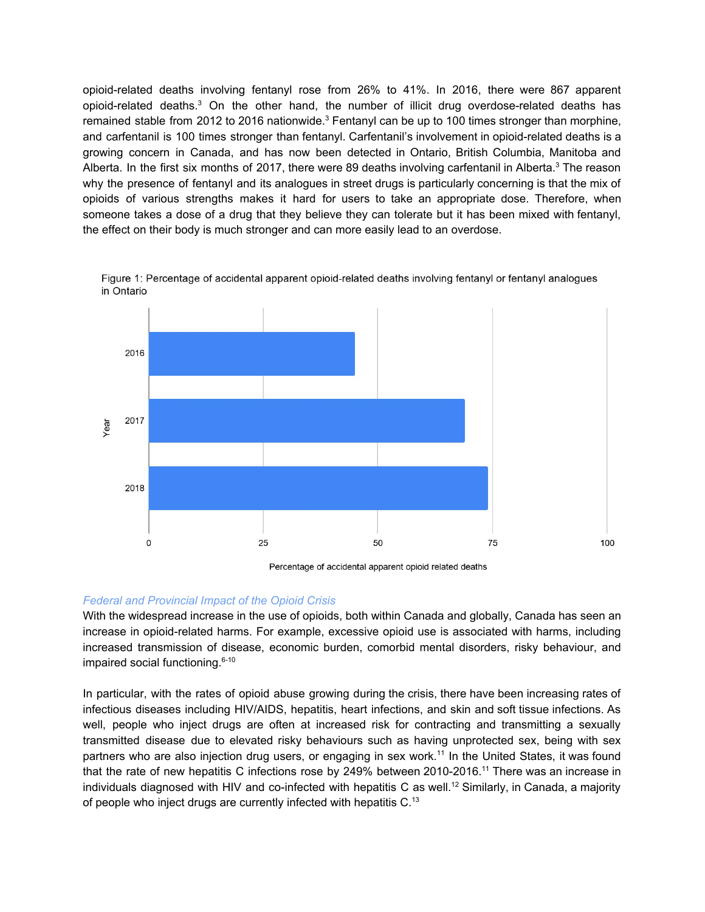opioid-related deaths involving fentanyl rose from 26% to 41%. In 2016, there were 867 apparent opioid-related deaths.[3] On the other hand, the number of illicit drug overdose-related deaths has remained stable from 2012 to 2016 nationwide.[3] Fentanyl can be up to 100 times stronger than morphine, and carfentanil is 100 times stronger than fentanyl. Carfentanil's involvement in opioid-related deaths is a growing concern in Canada, and has now been detected in Ontario, British Columbia, Manitoba and Alberta. In the first six months of 2017, there were 89 deaths involving carfentanil in Alberta.[3] The reason why the presence of fentanyl and its analogues in street drugs is particularly concerning is that the mix of opioids of various strengths makes it hard for users to take an appropriate dose. Therefore, when someone takes a dose of a drug that they believe they can tolerate but it has been mixed with fentanyl, the effect on their body is much stronger and can more easily lead to an overdose.

Figure 1: Percentage of accidental apparent opioid-related deaths involving fentanyl or fentanyl analogues in Ontario

### *Federal and Provincial Impact of the Opioid Crisis*

With the widespread increase in the use of opioids, both within Canada and globally, Canada has seen an increase in opioid-related harms. For example, excessive opioid use is associated with harms, including increased transmission of disease, economic burden, comorbid mental disorders, risky behaviour, and impaired social functioning.[6-10]

In particular, with the rates of opioid abuse growing during the crisis, there have been increasing rates of infectious diseases including HIV/AIDS, hepatitis, heart infections, and skin and soft tissue infections. As well, people who inject drugs are often at increased risk for contracting and transmitting a sexually transmitted disease due to elevated risky behaviours such as having unprotected sex, being with sex partners who are also injection drug users, or engaging in sex work.[11] In the United States, it was found that the rate of new hepatitis C infections rose by 249% between 2010-2016.[11] There was an increase in individuals diagnosed with HIV and co-infected with hepatitis C as well.[12] Similarly, in Canada, a majority of people who inject drugs are currently infected with hepatitis C.[13]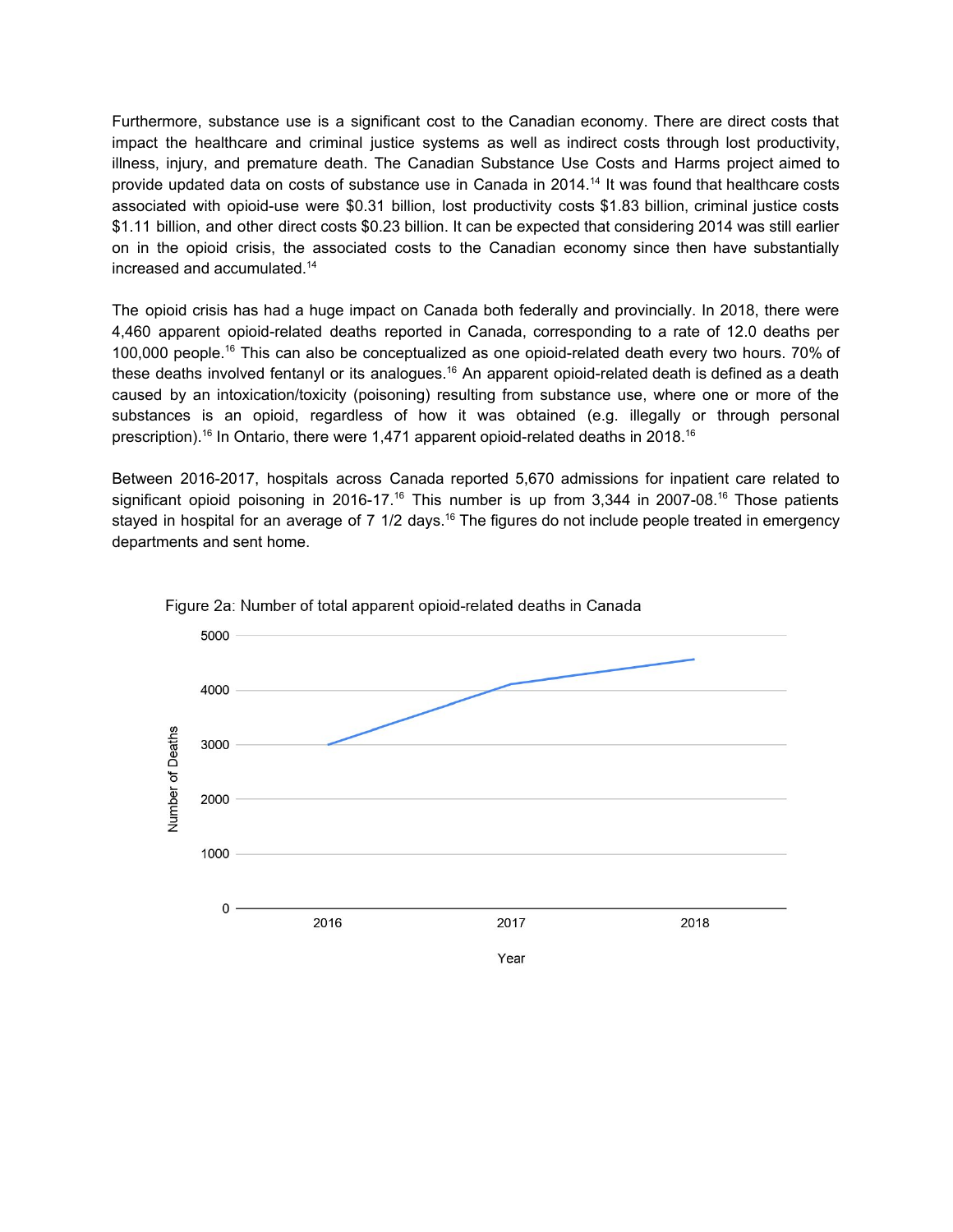Furthermore, substance use is a significant cost to the Canadian economy. There are direct costs that impact the healthcare and criminal justice systems as well as indirect costs through lost productivity, illness, injury, and premature death. The Canadian Substance Use Costs and Harms project aimed to provide updated data on costs of substance use in Canada in 2014.[14] It was found that healthcare costs associated with opioid-use were $0.31 billion, lost productivity costs $1.83 billion, criminal justice costs $1.11 billion, and other direct costs $0.23 billion. It can be expected that considering 2014 was still earlier on in the opioid crisis, the associated costs to the Canadian economy since then have substantially increased and accumulated.[14]

The opioid crisis has had a huge impact on Canada both federally and provincially. In 2018, there were 4,460 apparent opioid-related deaths reported in Canada, corresponding to a rate of 12.0 deaths per 100,000 people.[16] This can also be conceptualized as one opioid-related death every two hours. 70% of these deaths involved fentanyl or its analogues.[16] An apparent opioid-related death is defined as a death caused by an intoxication/toxicity (poisoning) resulting from substance use, where one or more of the substances is an opioid, regardless of how it was obtained (e.g. illegally or through personal prescription).[16] In Ontario, there were 1,471 apparent opioid-related deaths in 2018.[16]

Between 2016-2017, hospitals across Canada reported 5,670 admissions for inpatient care related to significant opioid poisoning in 2016-17.[16] This number is up from 3,344 in 2007-08.[16] Those patients stayed in hospital for an average of 7 1/2 days.[16] The figures do not include people treated in emergency departments and sent home.

Figure 2a: Number of total apparent opioid-related deaths in Canada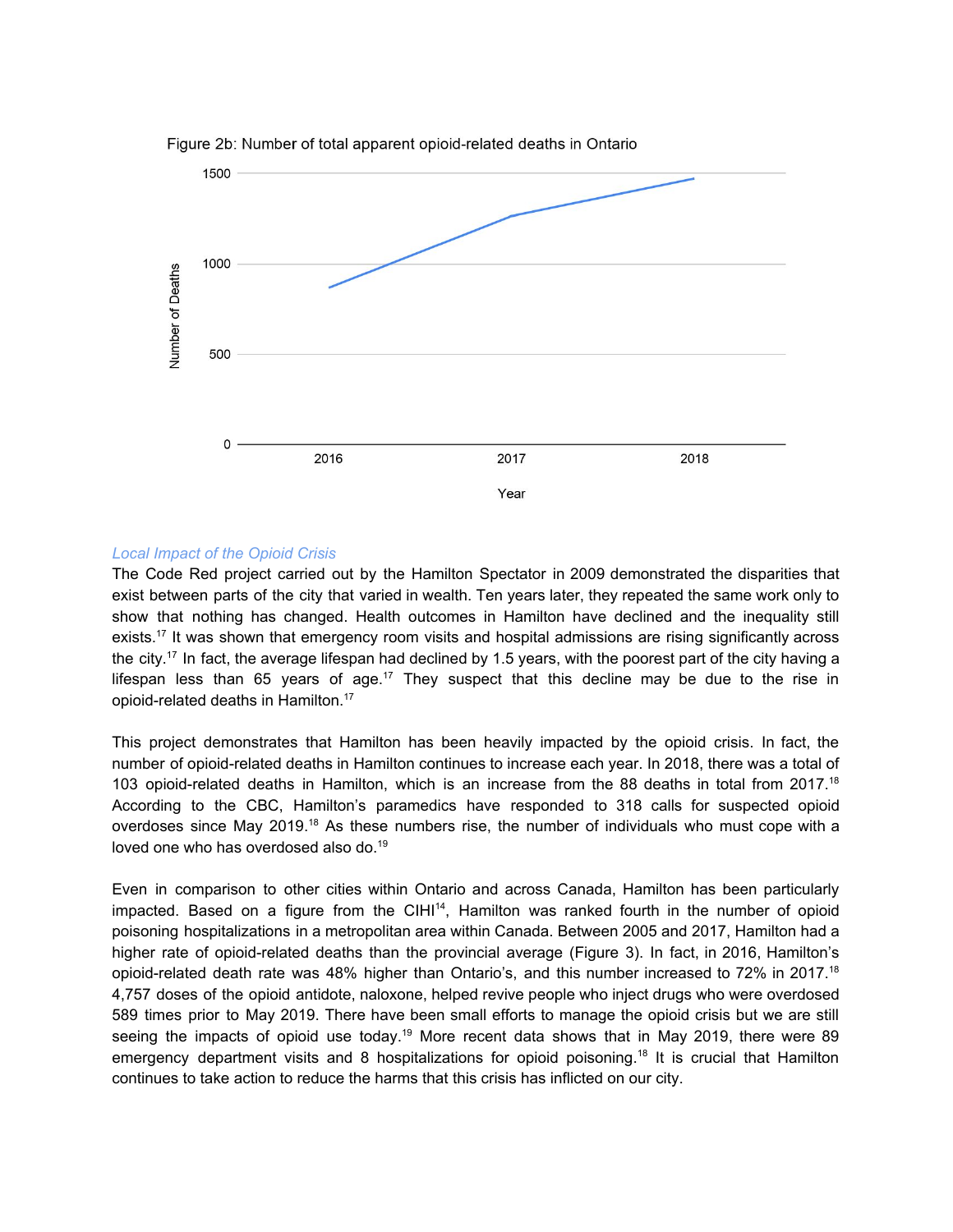Figure 2b: Number of total apparent opioid-related deaths in Ontario

### *Local Impact of the Opioid Crisis*

The Code Red project carried out by the Hamilton Spectator in 2009 demonstrated the disparities that exist between parts of the city that varied in wealth. Ten years later, they repeated the same work only to show that nothing has changed. Health outcomes in Hamilton have declined and the inequality still exists.[17] It was shown that emergency room visits and hospital admissions are rising significantly across the city.[17] In fact, the average lifespan had declined by 1.5 years, with the poorest part of the city having a lifespan less than 65 years of age.[17] They suspect that this decline may be due to the rise in opioid-related deaths in Hamilton.[17]

This project demonstrates that Hamilton has been heavily impacted by the opioid crisis. In fact, the number of opioid-related deaths in Hamilton continues to increase each year. In 2018, there was a total of 103 opioid-related deaths in Hamilton, which is an increase from the 88 deaths in total from 2017.[18] According to the CBC, Hamilton's paramedics have responded to 318 calls for suspected opioid overdoses since May 2019.[18] As these numbers rise, the number of individuals who must cope with a loved one who has overdosed also do.[19]

Even in comparison to other cities within Ontario and across Canada, Hamilton has been particularly impacted. Based on a figure from the CIHI[14], Hamilton was ranked fourth in the number of opioid poisoning hospitalizations in a metropolitan area within Canada. Between 2005 and 2017, Hamilton had a higher rate of opioid-related deaths than the provincial average (Figure 3). In fact, in 2016, Hamilton's opioid-related death rate was 48% higher than Ontario's, and this number increased to 72% in 2017.[18] 4,757 doses of the opioid antidote, naloxone, helped revive people who inject drugs who were overdosed 589 times prior to May 2019. There have been small efforts to manage the opioid crisis but we are still seeing the impacts of opioid use today.[19] More recent data shows that in May 2019, there were 89 emergency department visits and 8 hospitalizations for opioid poisoning.[18] It is crucial that Hamilton continues to take action to reduce the harms that this crisis has inflicted on our city.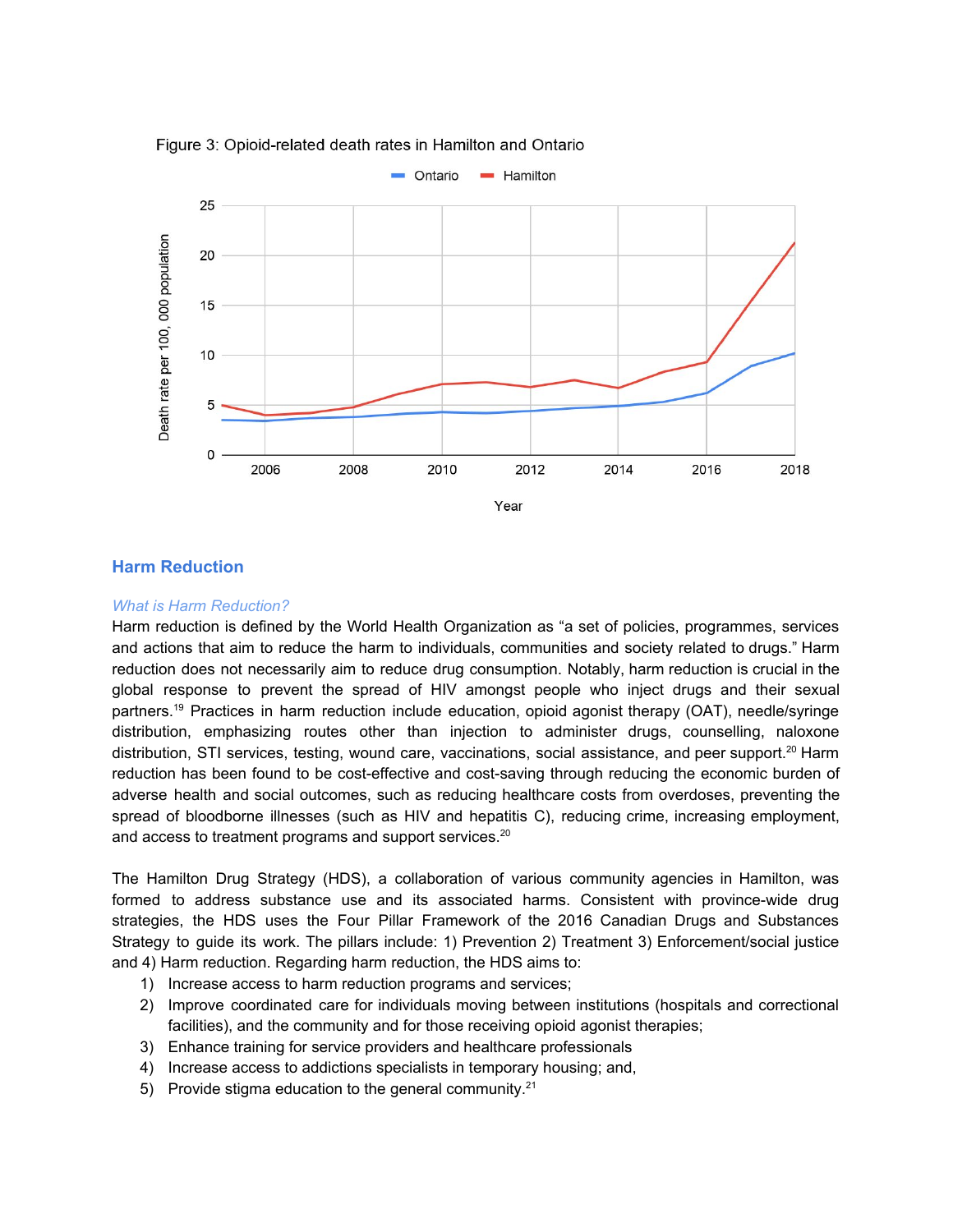Figure 3: Opioid-related death rates in Hamilton and Ontario

## Harm Reduction

### *What is Harm Reduction?*

Harm reduction is defined by the World Health Organization as "a set of policies, programmes, services and actions that aim to reduce the harm to individuals, communities and society related to drugs." Harm reduction does not necessarily aim to reduce drug consumption. Notably, harm reduction is crucial in the global response to prevent the spread of HIV amongst people who inject drugs and their sexual partners.[19] Practices in harm reduction include education, opioid agonist therapy (OAT), needle/syringe distribution, emphasizing routes other than injection to administer drugs, counselling, naloxone distribution, STI services, testing, wound care, vaccinations, social assistance, and peer support.[20] Harm reduction has been found to be cost-effective and cost-saving through reducing the economic burden of adverse health and social outcomes, such as reducing healthcare costs from overdoses, preventing the spread of bloodborne illnesses (such as HIV and hepatitis C), reducing crime, increasing employment, and access to treatment programs and support services.[20]

The Hamilton Drug Strategy (HDS), a collaboration of various community agencies in Hamilton, was formed to address substance use and its associated harms. Consistent with province-wide drug strategies, the HDS uses the Four Pillar Framework of the 2016 Canadian Drugs and Substances Strategy to guide its work. The pillars include: 1) Prevention 2) Treatment 3) Enforcement/social justice and 4) Harm reduction. Regarding harm reduction, the HDS aims to:

1) Increase access to harm reduction programs and services;
2) Improve coordinated care for individuals moving between institutions (hospitals and correctional facilities), and the community and for those receiving opioid agonist therapies;
3) Enhance training for service providers and healthcare professionals
4) Increase access to addictions specialists in temporary housing; and,
5) Provide stigma education to the general community.[21]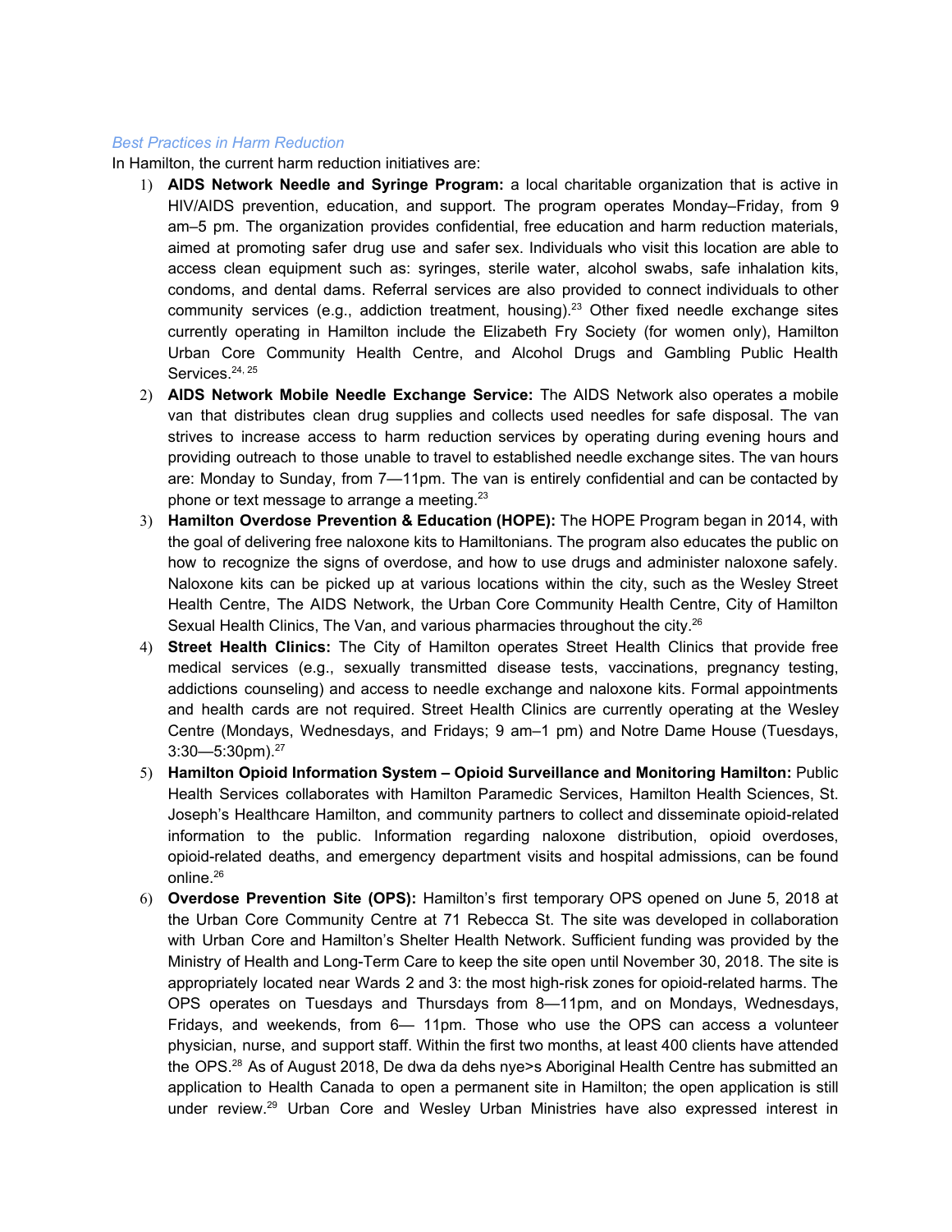*Best Practices in Harm Reduction*

In Hamilton, the current harm reduction initiatives are:

1) **AIDS Network Needle and Syringe Program:** a local charitable organization that is active in HIV/AIDS prevention, education, and support. The program operates Monday–Friday, from 9 am–5 pm. The organization provides confidential, free education and harm reduction materials, aimed at promoting safer drug use and safer sex. Individuals who visit this location are able to access clean equipment such as: syringes, sterile water, alcohol swabs, safe inhalation kits, condoms, and dental dams. Referral services are also provided to connect individuals to other community services (e.g., addiction treatment, housing).[23] Other fixed needle exchange sites currently operating in Hamilton include the Elizabeth Fry Society (for women only), Hamilton Urban Core Community Health Centre, and Alcohol Drugs and Gambling Public Health Services.[24, 25]
2) **AIDS Network Mobile Needle Exchange Service:** The AIDS Network also operates a mobile van that distributes clean drug supplies and collects used needles for safe disposal. The van strives to increase access to harm reduction services by operating during evening hours and providing outreach to those unable to travel to established needle exchange sites. The van hours are: Monday to Sunday, from 7—11pm. The van is entirely confidential and can be contacted by phone or text message to arrange a meeting.[23]
3) **Hamilton Overdose Prevention & Education (HOPE):** The HOPE Program began in 2014, with the goal of delivering free naloxone kits to Hamiltonians. The program also educates the public on how to recognize the signs of overdose, and how to use drugs and administer naloxone safely. Naloxone kits can be picked up at various locations within the city, such as the Wesley Street Health Centre, The AIDS Network, the Urban Core Community Health Centre, City of Hamilton Sexual Health Clinics, The Van, and various pharmacies throughout the city.[26]
4) **Street Health Clinics:** The City of Hamilton operates Street Health Clinics that provide free medical services (e.g., sexually transmitted disease tests, vaccinations, pregnancy testing, addictions counseling) and access to needle exchange and naloxone kits. Formal appointments and health cards are not required. Street Health Clinics are currently operating at the Wesley Centre (Mondays, Wednesdays, and Fridays; 9 am–1 pm) and Notre Dame House (Tuesdays, 3:30—5:30pm).[27]
5) **Hamilton Opioid Information System – Opioid Surveillance and Monitoring Hamilton:** Public Health Services collaborates with Hamilton Paramedic Services, Hamilton Health Sciences, St. Joseph's Healthcare Hamilton, and community partners to collect and disseminate opioid-related information to the public. Information regarding naloxone distribution, opioid overdoses, opioid-related deaths, and emergency department visits and hospital admissions, can be found online.[26]
6) **Overdose Prevention Site (OPS):** Hamilton's first temporary OPS opened on June 5, 2018 at the Urban Core Community Centre at 71 Rebecca St. The site was developed in collaboration with Urban Core and Hamilton's Shelter Health Network. Sufficient funding was provided by the Ministry of Health and Long-Term Care to keep the site open until November 30, 2018. The site is appropriately located near Wards 2 and 3: the most high-risk zones for opioid-related harms. The OPS operates on Tuesdays and Thursdays from 8—11pm, and on Mondays, Wednesdays, Fridays, and weekends, from 6— 11pm. Those who use the OPS can access a volunteer physician, nurse, and support staff. Within the first two months, at least 400 clients have attended the OPS.[28] As of August 2018, De dwa da dehs nye>s Aboriginal Health Centre has submitted an application to Health Canada to open a permanent site in Hamilton; the open application is still under review.[29] Urban Core and Wesley Urban Ministries have also expressed interest in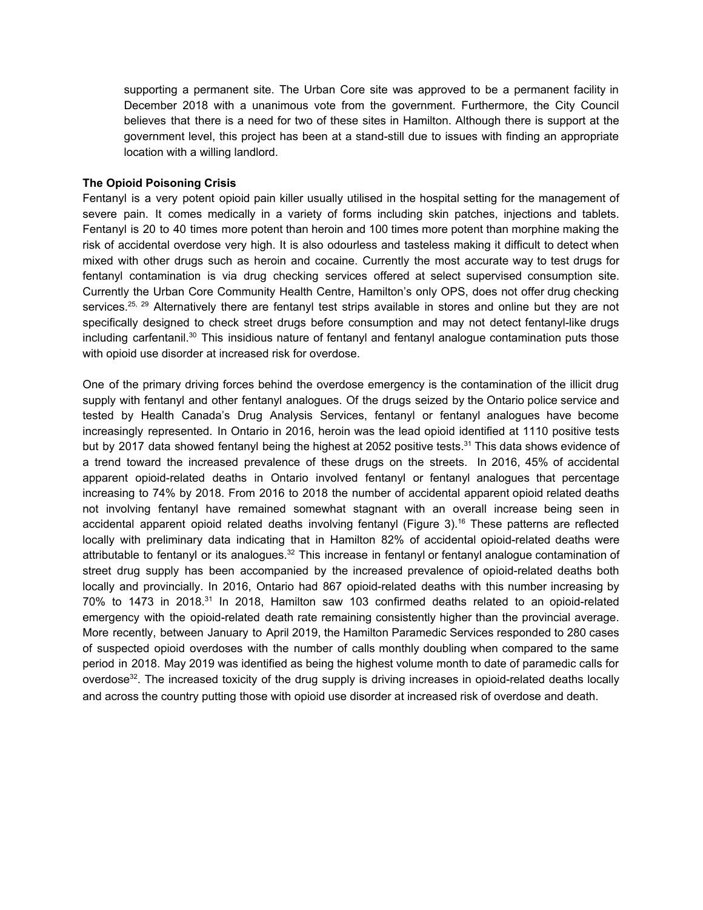supporting a permanent site. The Urban Core site was approved to be a permanent facility in December 2018 with a unanimous vote from the government. Furthermore, the City Council believes that there is a need for two of these sites in Hamilton. Although there is support at the government level, this project has been at a stand-still due to issues with finding an appropriate location with a willing landlord.

**The Opioid Poisoning Crisis**

Fentanyl is a very potent opioid pain killer usually utilised in the hospital setting for the management of severe pain. It comes medically in a variety of forms including skin patches, injections and tablets. Fentanyl is 20 to 40 times more potent than heroin and 100 times more potent than morphine making the risk of accidental overdose very high. It is also odourless and tasteless making it difficult to detect when mixed with other drugs such as heroin and cocaine. Currently the most accurate way to test drugs for fentanyl contamination is via drug checking services offered at select supervised consumption site. Currently the Urban Core Community Health Centre, Hamilton's only OPS, does not offer drug checking services.[25, 29] Alternatively there are fentanyl test strips available in stores and online but they are not specifically designed to check street drugs before consumption and may not detect fentanyl-like drugs including carfentanil.[30] This insidious nature of fentanyl and fentanyl analogue contamination puts those with opioid use disorder at increased risk for overdose.

One of the primary driving forces behind the overdose emergency is the contamination of the illicit drug supply with fentanyl and other fentanyl analogues. Of the drugs seized by the Ontario police service and tested by Health Canada's Drug Analysis Services, fentanyl or fentanyl analogues have become increasingly represented. In Ontario in 2016, heroin was the lead opioid identified at 1110 positive tests but by 2017 data showed fentanyl being the highest at 2052 positive tests.[31] This data shows evidence of a trend toward the increased prevalence of these drugs on the streets. In 2016, 45% of accidental apparent opioid-related deaths in Ontario involved fentanyl or fentanyl analogues that percentage increasing to 74% by 2018. From 2016 to 2018 the number of accidental apparent opioid related deaths not involving fentanyl have remained somewhat stagnant with an overall increase being seen in accidental apparent opioid related deaths involving fentanyl (Figure 3).[16] These patterns are reflected locally with preliminary data indicating that in Hamilton 82% of accidental opioid-related deaths were attributable to fentanyl or its analogues.[32] This increase in fentanyl or fentanyl analogue contamination of street drug supply has been accompanied by the increased prevalence of opioid-related deaths both locally and provincially. In 2016, Ontario had 867 opioid-related deaths with this number increasing by 70% to 1473 in 2018.[31] In 2018, Hamilton saw 103 confirmed deaths related to an opioid-related emergency with the opioid-related death rate remaining consistently higher than the provincial average. More recently, between January to April 2019, the Hamilton Paramedic Services responded to 280 cases of suspected opioid overdoses with the number of calls monthly doubling when compared to the same period in 2018. May 2019 was identified as being the highest volume month to date of paramedic calls for overdose[32]. The increased toxicity of the drug supply is driving increases in opioid-related deaths locally and across the country putting those with opioid use disorder at increased risk of overdose and death.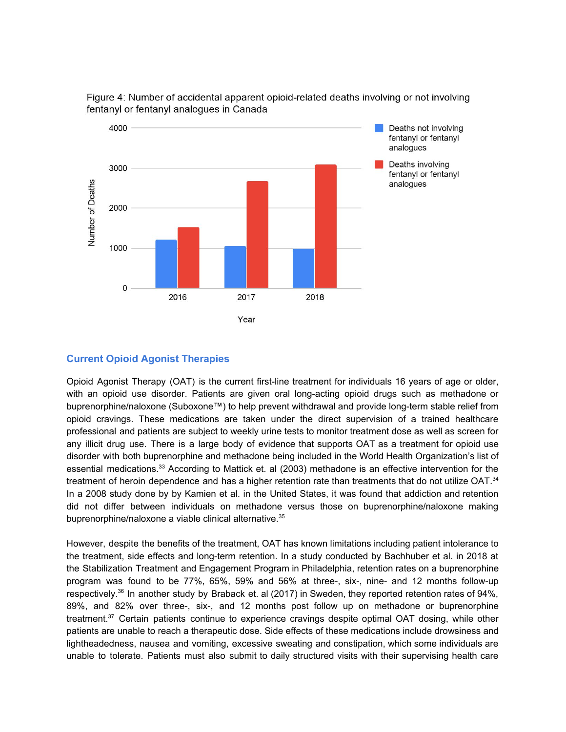Figure 4: Number of accidental apparent opioid-related deaths involving or not involving fentanyl or fentanyl analogues in Canada

## Current Opioid Agonist Therapies

Opioid Agonist Therapy (OAT) is the current first-line treatment for individuals 16 years of age or older, with an opioid use disorder. Patients are given oral long-acting opioid drugs such as methadone or buprenorphine/naloxone (Suboxone™) to help prevent withdrawal and provide long-term stable relief from opioid cravings. These medications are taken under the direct supervision of a trained healthcare professional and patients are subject to weekly urine tests to monitor treatment dose as well as screen for any illicit drug use. There is a large body of evidence that supports OAT as a treatment for opioid use disorder with both buprenorphine and methadone being included in the World Health Organization's list of essential medications.[33] According to Mattick et. al (2003) methadone is an effective intervention for the treatment of heroin dependence and has a higher retention rate than treatments that do not utilize OAT.[34] In a 2008 study done by by Kamien et al. in the United States, it was found that addiction and retention did not differ between individuals on methadone versus those on buprenorphine/naloxone making buprenorphine/naloxone a viable clinical alternative.[35]

However, despite the benefits of the treatment, OAT has known limitations including patient intolerance to the treatment, side effects and long-term retention. In a study conducted by Bachhuber et al. in 2018 at the Stabilization Treatment and Engagement Program in Philadelphia, retention rates on a buprenorphine program was found to be 77%, 65%, 59% and 56% at three-, six-, nine- and 12 months follow-up respectively.[36] In another study by Braback et. al (2017) in Sweden, they reported retention rates of 94%, 89%, and 82% over three-, six-, and 12 months post follow up on methadone or buprenorphine treatment.[37] Certain patients continue to experience cravings despite optimal OAT dosing, while other patients are unable to reach a therapeutic dose. Side effects of these medications include drowsiness and lightheadedness, nausea and vomiting, excessive sweating and constipation, which some individuals are unable to tolerate. Patients must also submit to daily structured visits with their supervising health care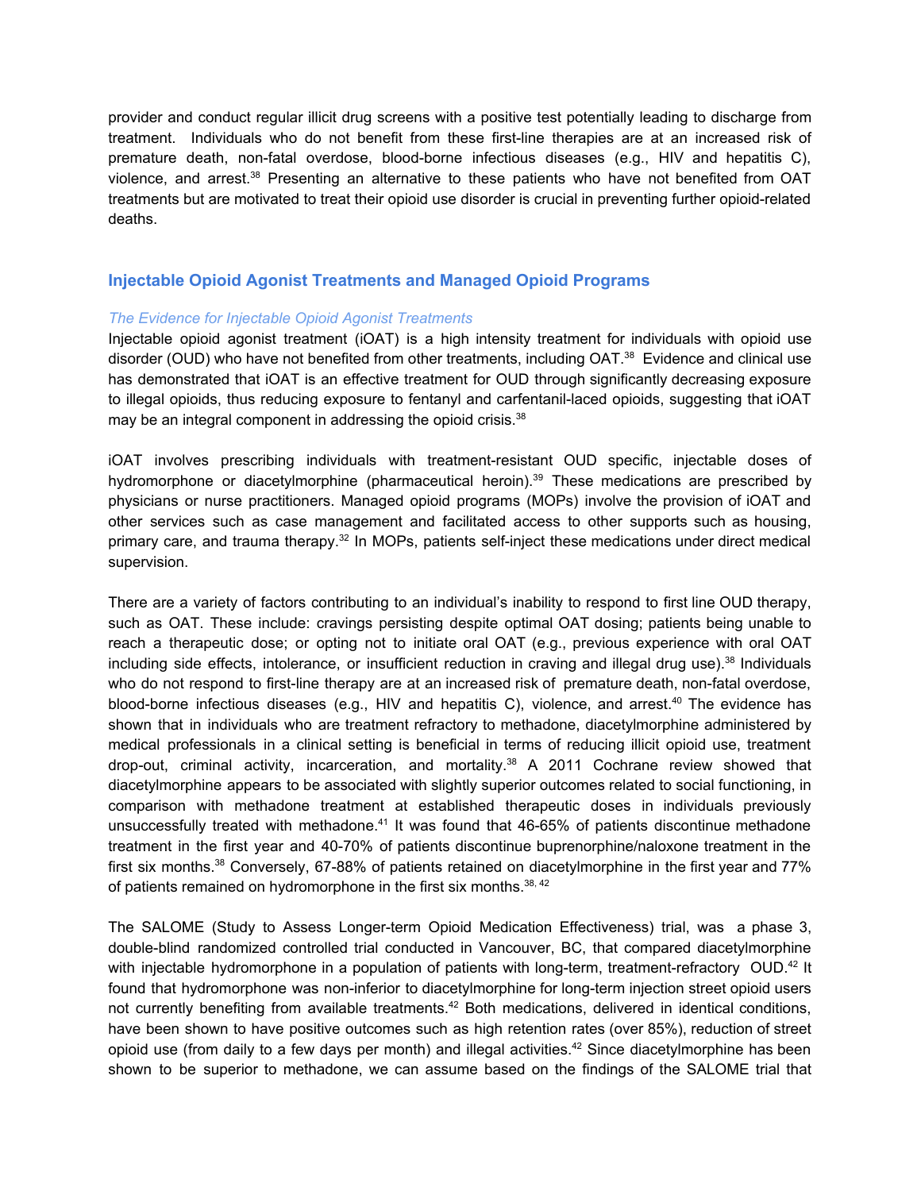provider and conduct regular illicit drug screens with a positive test potentially leading to discharge from treatment. Individuals who do not benefit from these first-line therapies are at an increased risk of premature death, non-fatal overdose, blood-borne infectious diseases (e.g., HIV and hepatitis C), violence, and arrest.[38] Presenting an alternative to these patients who have not benefited from OAT treatments but are motivated to treat their opioid use disorder is crucial in preventing further opioid-related deaths.

## Injectable Opioid Agonist Treatments and Managed Opioid Programs

### *The Evidence for Injectable Opioid Agonist Treatments*

Injectable opioid agonist treatment (iOAT) is a high intensity treatment for individuals with opioid use disorder (OUD) who have not benefited from other treatments, including OAT.[38] Evidence and clinical use has demonstrated that iOAT is an effective treatment for OUD through significantly decreasing exposure to illegal opioids, thus reducing exposure to fentanyl and carfentanil-laced opioids, suggesting that iOAT may be an integral component in addressing the opioid crisis.[38]

iOAT involves prescribing individuals with treatment-resistant OUD specific, injectable doses of hydromorphone or diacetylmorphine (pharmaceutical heroin).[39] These medications are prescribed by physicians or nurse practitioners. Managed opioid programs (MOPs) involve the provision of iOAT and other services such as case management and facilitated access to other supports such as housing, primary care, and trauma therapy.[32] In MOPs, patients self-inject these medications under direct medical supervision.

There are a variety of factors contributing to an individual's inability to respond to first line OUD therapy, such as OAT. These include: cravings persisting despite optimal OAT dosing; patients being unable to reach a therapeutic dose; or opting not to initiate oral OAT (e.g., previous experience with oral OAT including side effects, intolerance, or insufficient reduction in craving and illegal drug use).[38] Individuals who do not respond to first-line therapy are at an increased risk of premature death, non-fatal overdose, blood-borne infectious diseases (e.g., HIV and hepatitis C), violence, and arrest.[40] The evidence has shown that in individuals who are treatment refractory to methadone, diacetylmorphine administered by medical professionals in a clinical setting is beneficial in terms of reducing illicit opioid use, treatment drop-out, criminal activity, incarceration, and mortality.[38] A 2011 Cochrane review showed that diacetylmorphine appears to be associated with slightly superior outcomes related to social functioning, in comparison with methadone treatment at established therapeutic doses in individuals previously unsuccessfully treated with methadone.[41] It was found that 46-65% of patients discontinue methadone treatment in the first year and 40-70% of patients discontinue buprenorphine/naloxone treatment in the first six months.[38] Conversely, 67-88% of patients retained on diacetylmorphine in the first year and 77% of patients remained on hydromorphone in the first six months.[38, 42]

The SALOME (Study to Assess Longer-term Opioid Medication Effectiveness) trial, was a phase 3, double-blind randomized controlled trial conducted in Vancouver, BC, that compared diacetylmorphine with injectable hydromorphone in a population of patients with long-term, treatment-refractory OUD.[42] It found that hydromorphone was non-inferior to diacetylmorphine for long-term injection street opioid users not currently benefiting from available treatments.[42] Both medications, delivered in identical conditions, have been shown to have positive outcomes such as high retention rates (over 85%), reduction of street opioid use (from daily to a few days per month) and illegal activities.[42] Since diacetylmorphine has been shown to be superior to methadone, we can assume based on the findings of the SALOME trial that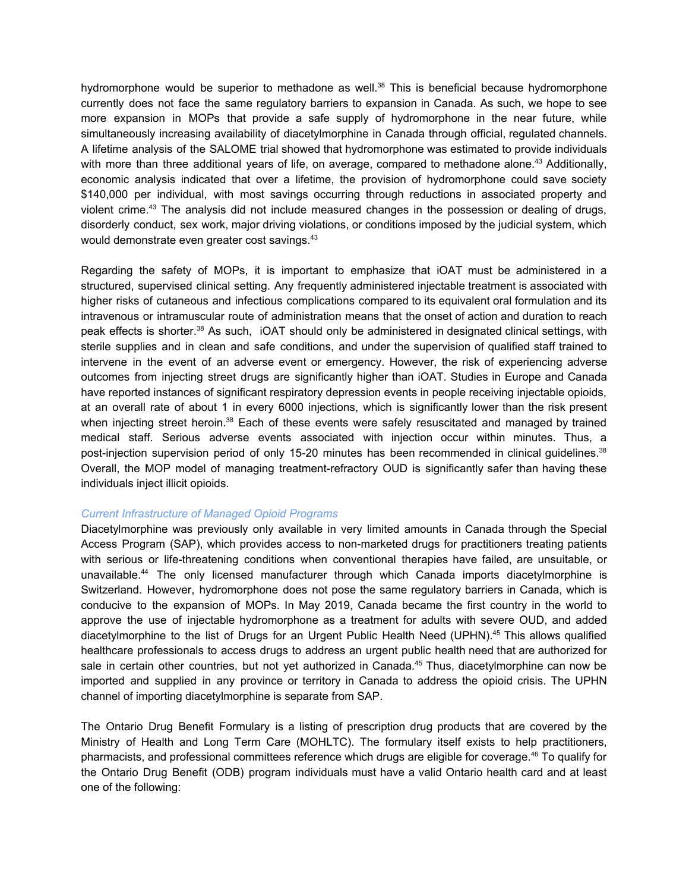hydromorphone would be superior to methadone as well.[38] This is beneficial because hydromorphone currently does not face the same regulatory barriers to expansion in Canada. As such, we hope to see more expansion in MOPs that provide a safe supply of hydromorphone in the near future, while simultaneously increasing availability of diacetylmorphine in Canada through official, regulated channels. A lifetime analysis of the SALOME trial showed that hydromorphone was estimated to provide individuals with more than three additional years of life, on average, compared to methadone alone.[43] Additionally, economic analysis indicated that over a lifetime, the provision of hydromorphone could save society $140,000 per individual, with most savings occurring through reductions in associated property and violent crime.[43] The analysis did not include measured changes in the possession or dealing of drugs, disorderly conduct, sex work, major driving violations, or conditions imposed by the judicial system, which would demonstrate even greater cost savings.[43]

Regarding the safety of MOPs, it is important to emphasize that iOAT must be administered in a structured, supervised clinical setting. Any frequently administered injectable treatment is associated with higher risks of cutaneous and infectious complications compared to its equivalent oral formulation and its intravenous or intramuscular route of administration means that the onset of action and duration to reach peak effects is shorter.[38] As such, iOAT should only be administered in designated clinical settings, with sterile supplies and in clean and safe conditions, and under the supervision of qualified staff trained to intervene in the event of an adverse event or emergency. However, the risk of experiencing adverse outcomes from injecting street drugs are significantly higher than iOAT. Studies in Europe and Canada have reported instances of significant respiratory depression events in people receiving injectable opioids, at an overall rate of about 1 in every 6000 injections, which is significantly lower than the risk present when injecting street heroin.[38] Each of these events were safely resuscitated and managed by trained medical staff. Serious adverse events associated with injection occur within minutes. Thus, a post-injection supervision period of only 15-20 minutes has been recommended in clinical guidelines.[38] Overall, the MOP model of managing treatment-refractory OUD is significantly safer than having these individuals inject illicit opioids.

### *Current Infrastructure of Managed Opioid Programs*

Diacetylmorphine was previously only available in very limited amounts in Canada through the Special Access Program (SAP), which provides access to non-marketed drugs for practitioners treating patients with serious or life-threatening conditions when conventional therapies have failed, are unsuitable, or unavailable.[44] The only licensed manufacturer through which Canada imports diacetylmorphine is Switzerland. However, hydromorphone does not pose the same regulatory barriers in Canada, which is conducive to the expansion of MOPs. In May 2019, Canada became the first country in the world to approve the use of injectable hydromorphone as a treatment for adults with severe OUD, and added diacetylmorphine to the list of Drugs for an Urgent Public Health Need (UPHN).[45] This allows qualified healthcare professionals to access drugs to address an urgent public health need that are authorized for sale in certain other countries, but not yet authorized in Canada.[45] Thus, diacetylmorphine can now be imported and supplied in any province or territory in Canada to address the opioid crisis. The UPHN channel of importing diacetylmorphine is separate from SAP.

The Ontario Drug Benefit Formulary is a listing of prescription drug products that are covered by the Ministry of Health and Long Term Care (MOHLTC). The formulary itself exists to help practitioners, pharmacists, and professional committees reference which drugs are eligible for coverage.[46] To qualify for the Ontario Drug Benefit (ODB) program individuals must have a valid Ontario health card and at least one of the following: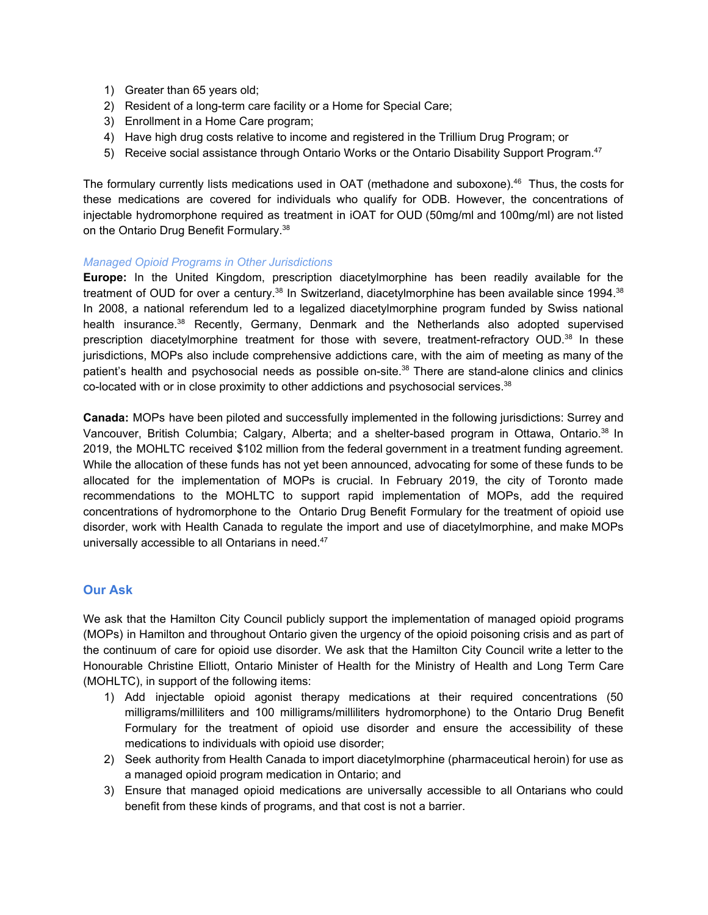1) Greater than 65 years old;
2) Resident of a long-term care facility or a Home for Special Care;
3) Enrollment in a Home Care program;
4) Have high drug costs relative to income and registered in the Trillium Drug Program; or
5) Receive social assistance through Ontario Works or the Ontario Disability Support Program.[47]

The formulary currently lists medications used in OAT (methadone and suboxone).[46] Thus, the costs for these medications are covered for individuals who qualify for ODB. However, the concentrations of injectable hydromorphone required as treatment in iOAT for OUD (50mg/ml and 100mg/ml) are not listed on the Ontario Drug Benefit Formulary.[38]

### *Managed Opioid Programs in Other Jurisdictions*

**Europe:** In the United Kingdom, prescription diacetylmorphine has been readily available for the treatment of OUD for over a century.[38] In Switzerland, diacetylmorphine has been available since 1994.[38] In 2008, a national referendum led to a legalized diacetylmorphine program funded by Swiss national health insurance.[38] Recently, Germany, Denmark and the Netherlands also adopted supervised prescription diacetylmorphine treatment for those with severe, treatment-refractory OUD.[38] In these jurisdictions, MOPs also include comprehensive addictions care, with the aim of meeting as many of the patient's health and psychosocial needs as possible on-site.[38] There are stand-alone clinics and clinics co-located with or in close proximity to other addictions and psychosocial services.[38]

**Canada:** MOPs have been piloted and successfully implemented in the following jurisdictions: Surrey and Vancouver, British Columbia; Calgary, Alberta; and a shelter-based program in Ottawa, Ontario.[38] In 2019, the MOHLTC received $102 million from the federal government in a treatment funding agreement. While the allocation of these funds has not yet been announced, advocating for some of these funds to be allocated for the implementation of MOPs is crucial. In February 2019, the city of Toronto made recommendations to the MOHLTC to support rapid implementation of MOPs, add the required concentrations of hydromorphone to the Ontario Drug Benefit Formulary for the treatment of opioid use disorder, work with Health Canada to regulate the import and use of diacetylmorphine, and make MOPs universally accessible to all Ontarians in need.[47]

## Our Ask

We ask that the Hamilton City Council publicly support the implementation of managed opioid programs (MOPs) in Hamilton and throughout Ontario given the urgency of the opioid poisoning crisis and as part of the continuum of care for opioid use disorder. We ask that the Hamilton City Council write a letter to the Honourable Christine Elliott, Ontario Minister of Health for the Ministry of Health and Long Term Care (MOHLTC), in support of the following items:

1) Add injectable opioid agonist therapy medications at their required concentrations (50 milligrams/milliliters and 100 milligrams/milliliters hydromorphone) to the Ontario Drug Benefit Formulary for the treatment of opioid use disorder and ensure the accessibility of these medications to individuals with opioid use disorder;
2) Seek authority from Health Canada to import diacetylmorphine (pharmaceutical heroin) for use as a managed opioid program medication in Ontario; and
3) Ensure that managed opioid medications are universally accessible to all Ontarians who could benefit from these kinds of programs, and that cost is not a barrier.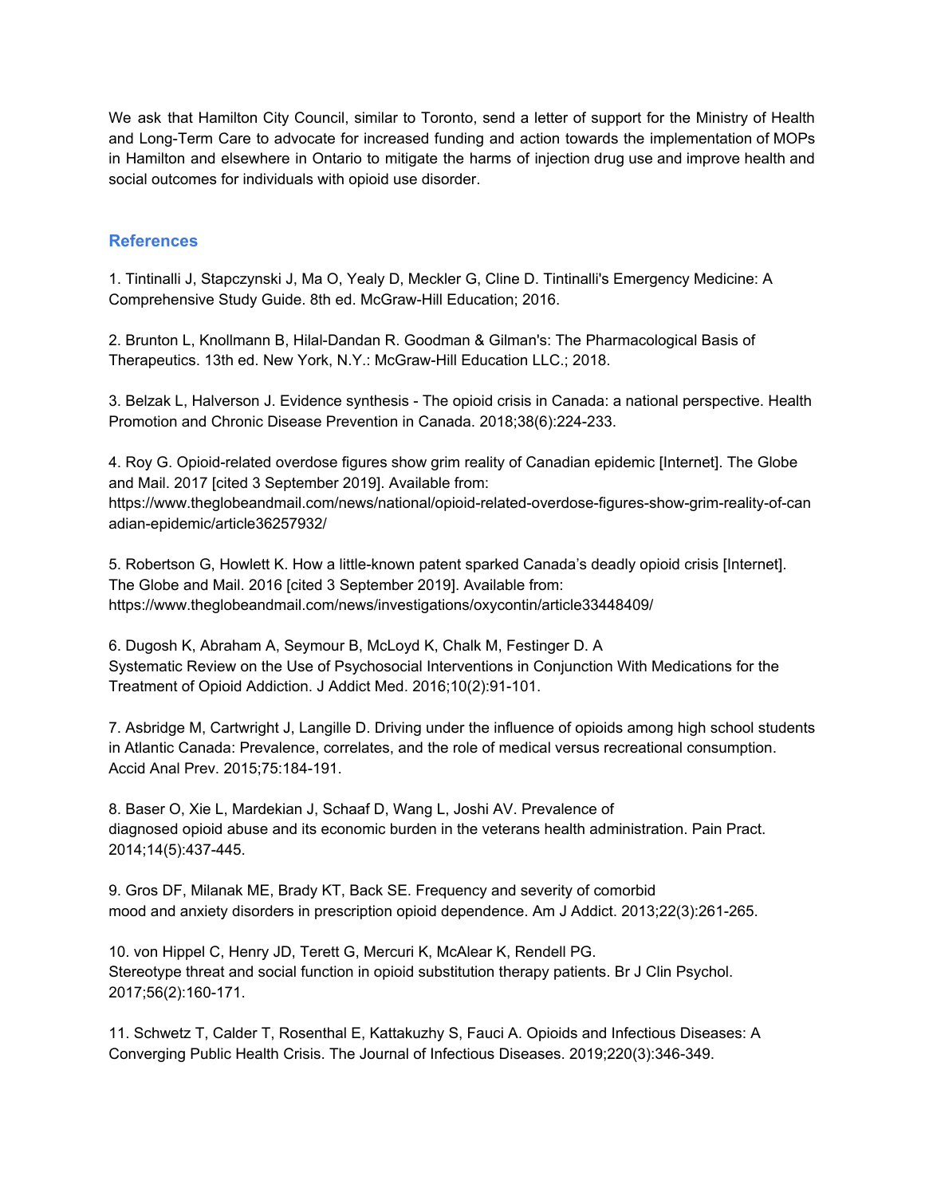We ask that Hamilton City Council, similar to Toronto, send a letter of support for the Ministry of Health and Long-Term Care to advocate for increased funding and action towards the implementation of MOPs in Hamilton and elsewhere in Ontario to mitigate the harms of injection drug use and improve health and social outcomes for individuals with opioid use disorder.

## References

1. Tintinalli J, Stapczynski J, Ma O, Yealy D, Meckler G, Cline D. Tintinalli's Emergency Medicine: A Comprehensive Study Guide. 8th ed. McGraw-Hill Education; 2016.

2. Brunton L, Knollmann B, Hilal-Dandan R. Goodman & Gilman's: The Pharmacological Basis of Therapeutics. 13th ed. New York, N.Y.: McGraw-Hill Education LLC.; 2018.

3. Belzak L, Halverson J. Evidence synthesis - The opioid crisis in Canada: a national perspective. Health Promotion and Chronic Disease Prevention in Canada. 2018;38(6):224-233.

4. Roy G. Opioid-related overdose figures show grim reality of Canadian epidemic [Internet]. The Globe and Mail. 2017 [cited 3 September 2019]. Available from: https://www.theglobeandmail.com/news/national/opioid-related-overdose-figures-show-grim-reality-of-canadian-epidemic/article36257932/

5. Robertson G, Howlett K. How a little-known patent sparked Canada's deadly opioid crisis [Internet]. The Globe and Mail. 2016 [cited 3 September 2019]. Available from: https://www.theglobeandmail.com/news/investigations/oxycontin/article33448409/

6. Dugosh K, Abraham A, Seymour B, McLoyd K, Chalk M, Festinger D. A Systematic Review on the Use of Psychosocial Interventions in Conjunction With Medications for the Treatment of Opioid Addiction. J Addict Med. 2016;10(2):91-101.

7. Asbridge M, Cartwright J, Langille D. Driving under the influence of opioids among high school students in Atlantic Canada: Prevalence, correlates, and the role of medical versus recreational consumption. Accid Anal Prev. 2015;75:184-191.

8. Baser O, Xie L, Mardekian J, Schaaf D, Wang L, Joshi AV. Prevalence of diagnosed opioid abuse and its economic burden in the veterans health administration. Pain Pract. 2014;14(5):437-445.

9. Gros DF, Milanak ME, Brady KT, Back SE. Frequency and severity of comorbid mood and anxiety disorders in prescription opioid dependence. Am J Addict. 2013;22(3):261-265.

10. von Hippel C, Henry JD, Terett G, Mercuri K, McAlear K, Rendell PG. Stereotype threat and social function in opioid substitution therapy patients. Br J Clin Psychol. 2017;56(2):160-171.

11. Schwetz T, Calder T, Rosenthal E, Kattakuzhy S, Fauci A. Opioids and Infectious Diseases: A Converging Public Health Crisis. The Journal of Infectious Diseases. 2019;220(3):346-349.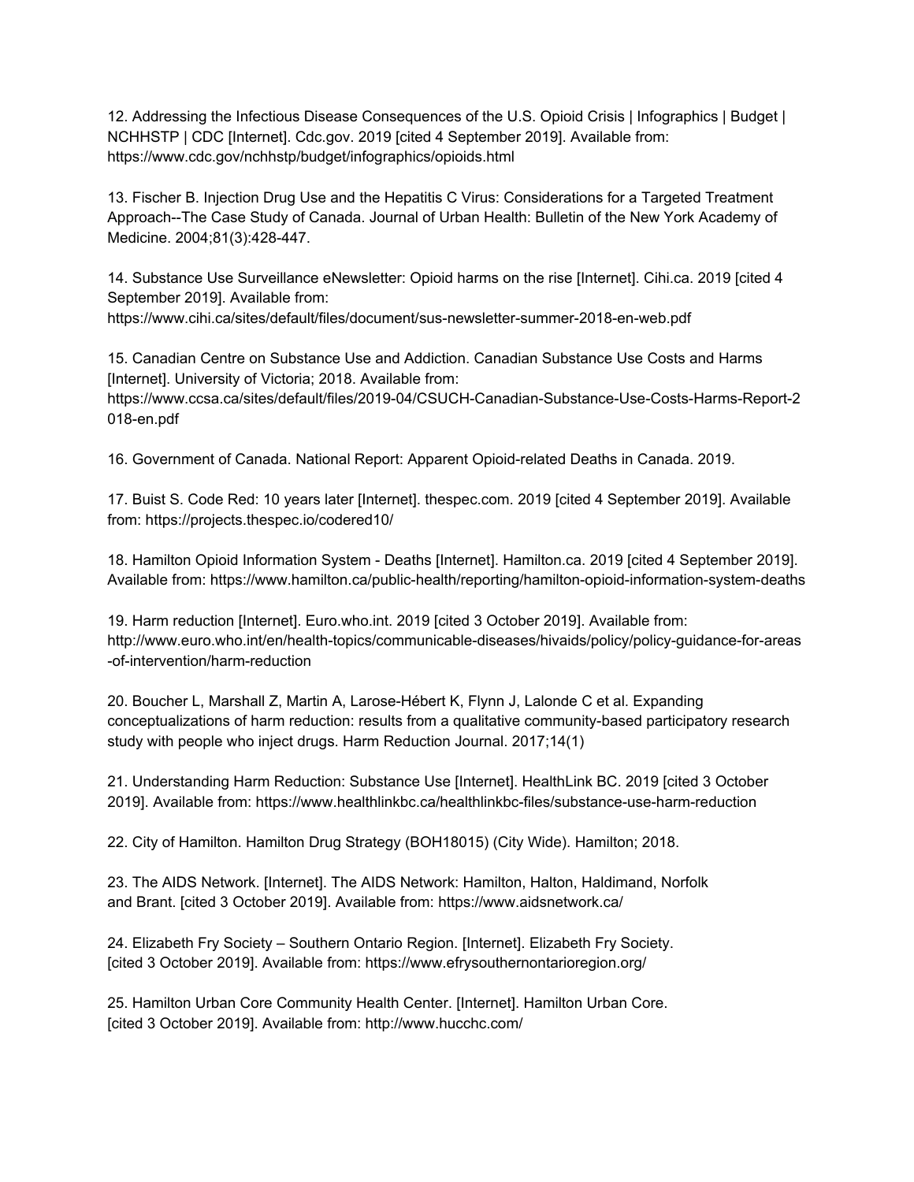12. Addressing the Infectious Disease Consequences of the U.S. Opioid Crisis | Infographics | Budget | NCHHSTP | CDC [Internet]. Cdc.gov. 2019 [cited 4 September 2019]. Available from: https://www.cdc.gov/nchhstp/budget/infographics/opioids.html

13. Fischer B. Injection Drug Use and the Hepatitis C Virus: Considerations for a Targeted Treatment Approach--The Case Study of Canada. Journal of Urban Health: Bulletin of the New York Academy of Medicine. 2004;81(3):428-447.

14. Substance Use Surveillance eNewsletter: Opioid harms on the rise [Internet]. Cihi.ca. 2019 [cited 4 September 2019]. Available from: https://www.cihi.ca/sites/default/files/document/sus-newsletter-summer-2018-en-web.pdf

15. Canadian Centre on Substance Use and Addiction. Canadian Substance Use Costs and Harms [Internet]. University of Victoria; 2018. Available from: https://www.ccsa.ca/sites/default/files/2019-04/CSUCH-Canadian-Substance-Use-Costs-Harms-Report-2018-en.pdf

16. Government of Canada. National Report: Apparent Opioid-related Deaths in Canada. 2019.

17. Buist S. Code Red: 10 years later [Internet]. thespec.com. 2019 [cited 4 September 2019]. Available from: https://projects.thespec.io/codered10/

18. Hamilton Opioid Information System - Deaths [Internet]. Hamilton.ca. 2019 [cited 4 September 2019]. Available from: https://www.hamilton.ca/public-health/reporting/hamilton-opioid-information-system-deaths

19. Harm reduction [Internet]. Euro.who.int. 2019 [cited 3 October 2019]. Available from: http://www.euro.who.int/en/health-topics/communicable-diseases/hivaids/policy/policy-guidance-for-areas-of-intervention/harm-reduction

20. Boucher L, Marshall Z, Martin A, Larose-Hébert K, Flynn J, Lalonde C et al. Expanding conceptualizations of harm reduction: results from a qualitative community-based participatory research study with people who inject drugs. Harm Reduction Journal. 2017;14(1)

21. Understanding Harm Reduction: Substance Use [Internet]. HealthLink BC. 2019 [cited 3 October 2019]. Available from: https://www.healthlinkbc.ca/healthlinkbc-files/substance-use-harm-reduction

22. City of Hamilton. Hamilton Drug Strategy (BOH18015) (City Wide). Hamilton; 2018.

23. The AIDS Network. [Internet]. The AIDS Network: Hamilton, Halton, Haldimand, Norfolk and Brant. [cited 3 October 2019]. Available from: https://www.aidsnetwork.ca/

24. Elizabeth Fry Society – Southern Ontario Region. [Internet]. Elizabeth Fry Society. [cited 3 October 2019]. Available from: https://www.efrysouthernontarioregion.org/

25. Hamilton Urban Core Community Health Center. [Internet]. Hamilton Urban Core. [cited 3 October 2019]. Available from: http://www.hucchc.com/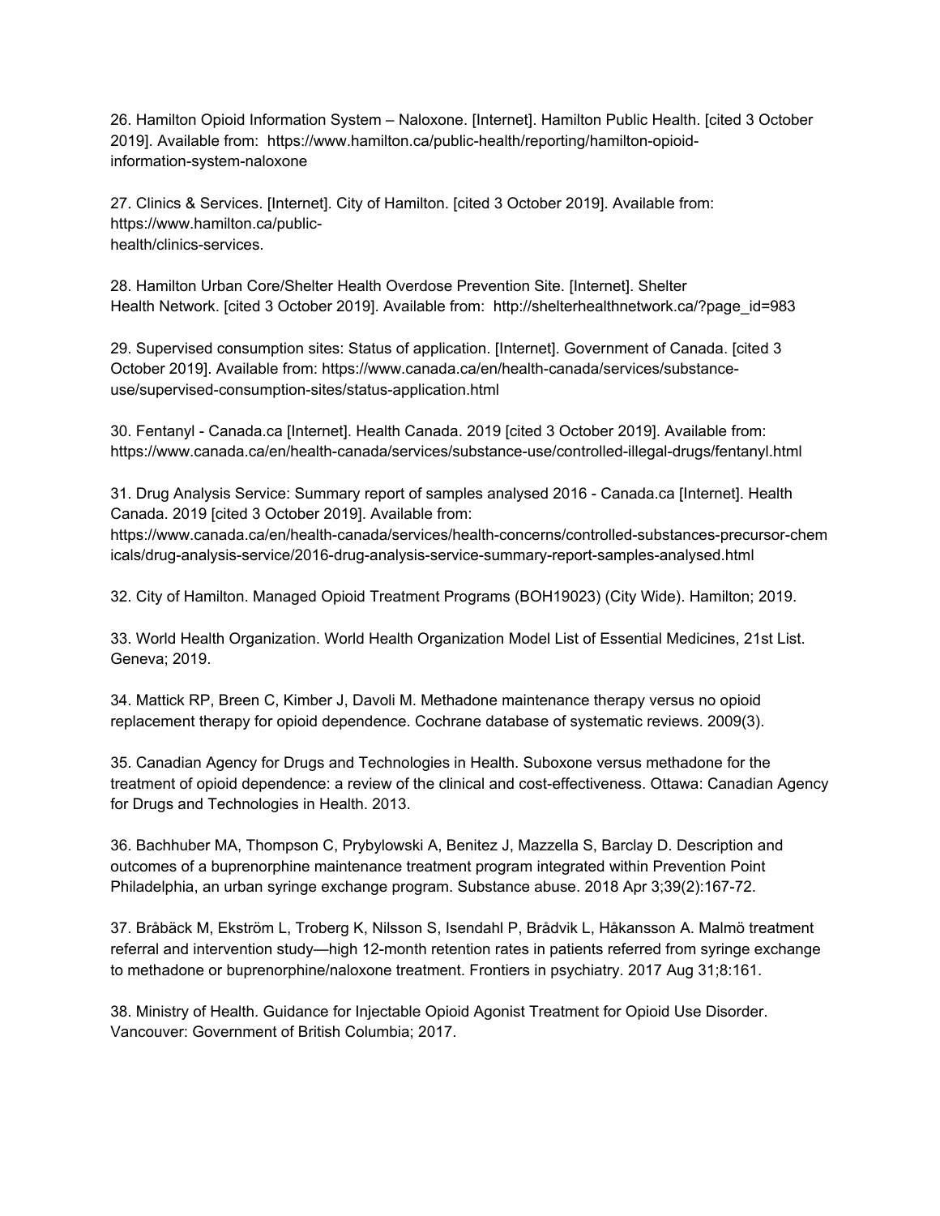26. Hamilton Opioid Information System – Naloxone. [Internet]. Hamilton Public Health. [cited 3 October 2019]. Available from: https://www.hamilton.ca/public-health/reporting/hamilton-opioid-information-system-naloxone

27. Clinics & Services. [Internet]. City of Hamilton. [cited 3 October 2019]. Available from: https://www.hamilton.ca/public-health/clinics-services.

28. Hamilton Urban Core/Shelter Health Overdose Prevention Site. [Internet]. Shelter Health Network. [cited 3 October 2019]. Available from: http://shelterhealthnetwork.ca/?page_id=983

29. Supervised consumption sites: Status of application. [Internet]. Government of Canada. [cited 3 October 2019]. Available from: https://www.canada.ca/en/health-canada/services/substance-use/supervised-consumption-sites/status-application.html

30. Fentanyl - Canada.ca [Internet]. Health Canada. 2019 [cited 3 October 2019]. Available from: https://www.canada.ca/en/health-canada/services/substance-use/controlled-illegal-drugs/fentanyl.html

31. Drug Analysis Service: Summary report of samples analysed 2016 - Canada.ca [Internet]. Health Canada. 2019 [cited 3 October 2019]. Available from: https://www.canada.ca/en/health-canada/services/health-concerns/controlled-substances-precursor-chemicals/drug-analysis-service/2016-drug-analysis-service-summary-report-samples-analysed.html

32. City of Hamilton. Managed Opioid Treatment Programs (BOH19023) (City Wide). Hamilton; 2019.

33. World Health Organization. World Health Organization Model List of Essential Medicines, 21st List. Geneva; 2019.

34. Mattick RP, Breen C, Kimber J, Davoli M. Methadone maintenance therapy versus no opioid replacement therapy for opioid dependence. Cochrane database of systematic reviews. 2009(3).

35. Canadian Agency for Drugs and Technologies in Health. Suboxone versus methadone for the treatment of opioid dependence: a review of the clinical and cost-effectiveness. Ottawa: Canadian Agency for Drugs and Technologies in Health. 2013.

36. Bachhuber MA, Thompson C, Prybylowski A, Benitez J, Mazzella S, Barclay D. Description and outcomes of a buprenorphine maintenance treatment program integrated within Prevention Point Philadelphia, an urban syringe exchange program. Substance abuse. 2018 Apr 3;39(2):167-72.

37. Bråbäck M, Ekström L, Troberg K, Nilsson S, Isendahl P, Brådvik L, Håkansson A. Malmö treatment referral and intervention study—high 12-month retention rates in patients referred from syringe exchange to methadone or buprenorphine/naloxone treatment. Frontiers in psychiatry. 2017 Aug 31;8:161.

38. Ministry of Health. Guidance for Injectable Opioid Agonist Treatment for Opioid Use Disorder. Vancouver: Government of British Columbia; 2017.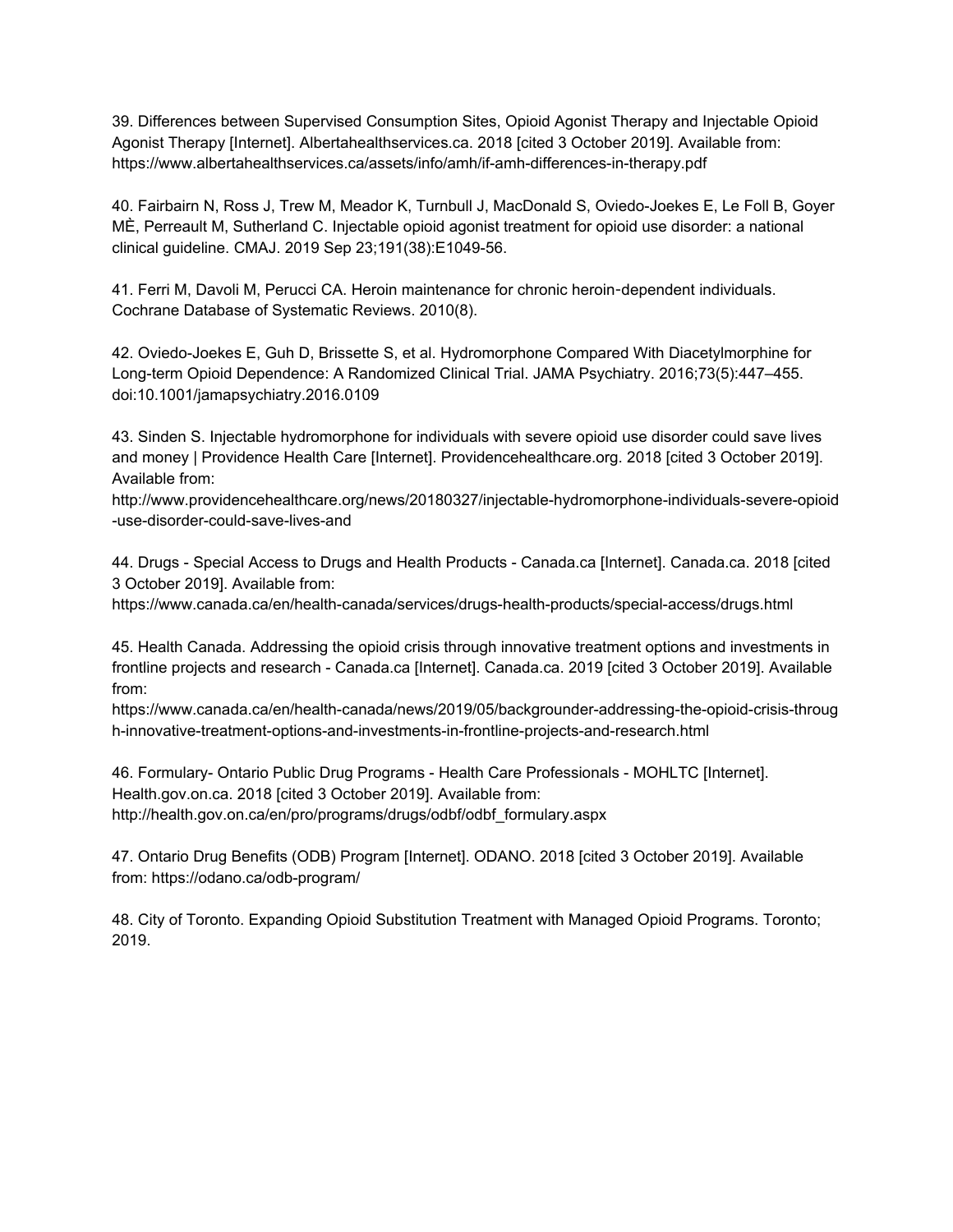39. Differences between Supervised Consumption Sites, Opioid Agonist Therapy and Injectable Opioid Agonist Therapy [Internet]. Albertahealthservices.ca. 2018 [cited 3 October 2019]. Available from: https://www.albertahealthservices.ca/assets/info/amh/if-amh-differences-in-therapy.pdf

40. Fairbairn N, Ross J, Trew M, Meador K, Turnbull J, MacDonald S, Oviedo-Joekes E, Le Foll B, Goyer MÈ, Perreault M, Sutherland C. Injectable opioid agonist treatment for opioid use disorder: a national clinical guideline. CMAJ. 2019 Sep 23;191(38):E1049-56.

41. Ferri M, Davoli M, Perucci CA. Heroin maintenance for chronic heroin-dependent individuals. Cochrane Database of Systematic Reviews. 2010(8).

42. Oviedo-Joekes E, Guh D, Brissette S, et al. Hydromorphone Compared With Diacetylmorphine for Long-term Opioid Dependence: A Randomized Clinical Trial. JAMA Psychiatry. 2016;73(5):447–455. doi:10.1001/jamapsychiatry.2016.0109

43. Sinden S. Injectable hydromorphone for individuals with severe opioid use disorder could save lives and money | Providence Health Care [Internet]. Providencehealthcare.org. 2018 [cited 3 October 2019]. Available from: http://www.providencehealthcare.org/news/20180327/injectable-hydromorphone-individuals-severe-opioid-use-disorder-could-save-lives-and

44. Drugs - Special Access to Drugs and Health Products - Canada.ca [Internet]. Canada.ca. 2018 [cited 3 October 2019]. Available from: https://www.canada.ca/en/health-canada/services/drugs-health-products/special-access/drugs.html

45. Health Canada. Addressing the opioid crisis through innovative treatment options and investments in frontline projects and research - Canada.ca [Internet]. Canada.ca. 2019 [cited 3 October 2019]. Available from: https://www.canada.ca/en/health-canada/news/2019/05/backgrounder-addressing-the-opioid-crisis-through-innovative-treatment-options-and-investments-in-frontline-projects-and-research.html

46. Formulary- Ontario Public Drug Programs - Health Care Professionals - MOHLTC [Internet]. Health.gov.on.ca. 2018 [cited 3 October 2019]. Available from: http://health.gov.on.ca/en/pro/programs/drugs/odbf/odbf_formulary.aspx

47. Ontario Drug Benefits (ODB) Program [Internet]. ODANO. 2018 [cited 3 October 2019]. Available from: https://odano.ca/odb-program/

48. City of Toronto. Expanding Opioid Substitution Treatment with Managed Opioid Programs. Toronto; 2019.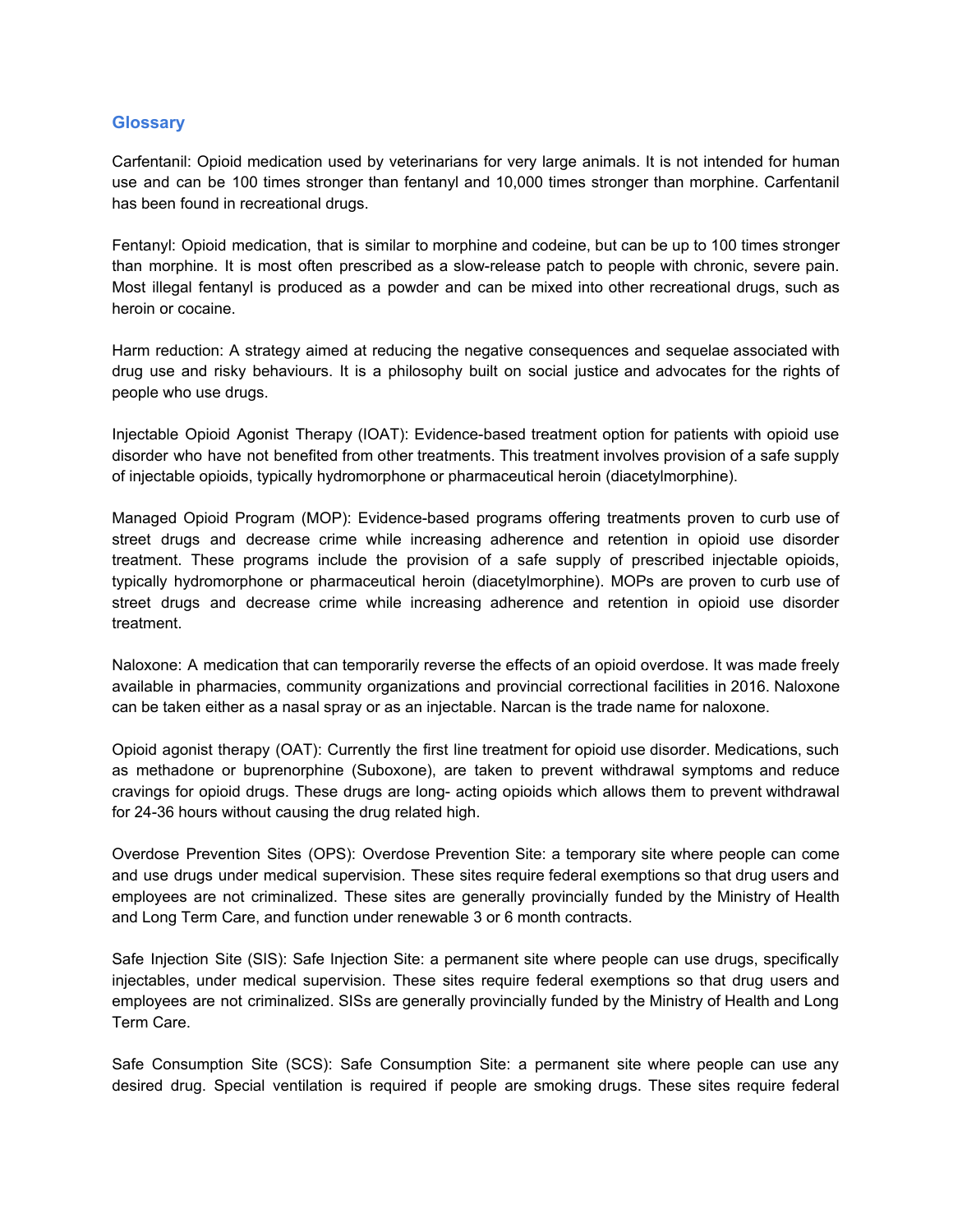## Glossary

Carfentanil: Opioid medication used by veterinarians for very large animals. It is not intended for human use and can be 100 times stronger than fentanyl and 10,000 times stronger than morphine. Carfentanil has been found in recreational drugs.

Fentanyl: Opioid medication, that is similar to morphine and codeine, but can be up to 100 times stronger than morphine. It is most often prescribed as a slow-release patch to people with chronic, severe pain. Most illegal fentanyl is produced as a powder and can be mixed into other recreational drugs, such as heroin or cocaine.

Harm reduction: A strategy aimed at reducing the negative consequences and sequelae associated with drug use and risky behaviours. It is a philosophy built on social justice and advocates for the rights of people who use drugs.

Injectable Opioid Agonist Therapy (IOAT): Evidence-based treatment option for patients with opioid use disorder who have not benefited from other treatments. This treatment involves provision of a safe supply of injectable opioids, typically hydromorphone or pharmaceutical heroin (diacetylmorphine).

Managed Opioid Program (MOP): Evidence-based programs offering treatments proven to curb use of street drugs and decrease crime while increasing adherence and retention in opioid use disorder treatment. These programs include the provision of a safe supply of prescribed injectable opioids, typically hydromorphone or pharmaceutical heroin (diacetylmorphine). MOPs are proven to curb use of street drugs and decrease crime while increasing adherence and retention in opioid use disorder treatment.

Naloxone: A medication that can temporarily reverse the effects of an opioid overdose. It was made freely available in pharmacies, community organizations and provincial correctional facilities in 2016. Naloxone can be taken either as a nasal spray or as an injectable. Narcan is the trade name for naloxone.

Opioid agonist therapy (OAT): Currently the first line treatment for opioid use disorder. Medications, such as methadone or buprenorphine (Suboxone), are taken to prevent withdrawal symptoms and reduce cravings for opioid drugs. These drugs are long- acting opioids which allows them to prevent withdrawal for 24-36 hours without causing the drug related high.

Overdose Prevention Sites (OPS): Overdose Prevention Site: a temporary site where people can come and use drugs under medical supervision. These sites require federal exemptions so that drug users and employees are not criminalized. These sites are generally provincially funded by the Ministry of Health and Long Term Care, and function under renewable 3 or 6 month contracts.

Safe Injection Site (SIS): Safe Injection Site: a permanent site where people can use drugs, specifically injectables, under medical supervision. These sites require federal exemptions so that drug users and employees are not criminalized. SISs are generally provincially funded by the Ministry of Health and Long Term Care.

Safe Consumption Site (SCS): Safe Consumption Site: a permanent site where people can use any desired drug. Special ventilation is required if people are smoking drugs. These sites require federal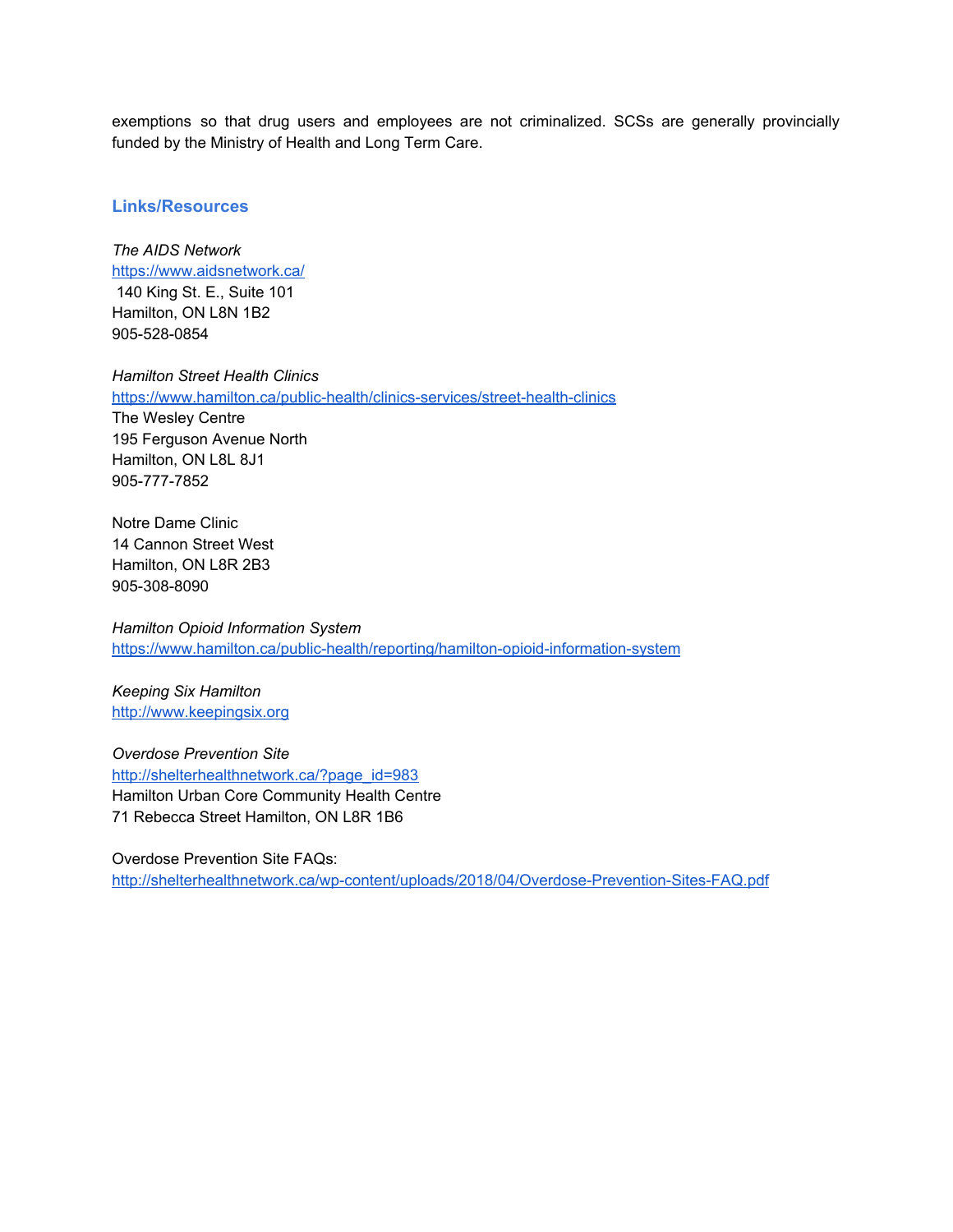exemptions so that drug users and employees are not criminalized. SCSs are generally provincially funded by the Ministry of Health and Long Term Care.

## Links/Resources

*The AIDS Network*
https://www.aidsnetwork.ca/
140 King St. E., Suite 101
Hamilton, ON L8N 1B2
905-528-0854

*Hamilton Street Health Clinics*
https://www.hamilton.ca/public-health/clinics-services/street-health-clinics
The Wesley Centre
195 Ferguson Avenue North
Hamilton, ON L8L 8J1
905-777-7852

Notre Dame Clinic
14 Cannon Street West
Hamilton, ON L8R 2B3
905-308-8090

*Hamilton Opioid Information System*
https://www.hamilton.ca/public-health/reporting/hamilton-opioid-information-system

*Keeping Six Hamilton*
http://www.keepingsix.org

*Overdose Prevention Site*
http://shelterhealthnetwork.ca/?page_id=983
Hamilton Urban Core Community Health Centre
71 Rebecca Street Hamilton, ON L8R 1B6

Overdose Prevention Site FAQs:
http://shelterhealthnetwork.ca/wp-content/uploads/2018/04/Overdose-Prevention-Sites-FAQ.pdf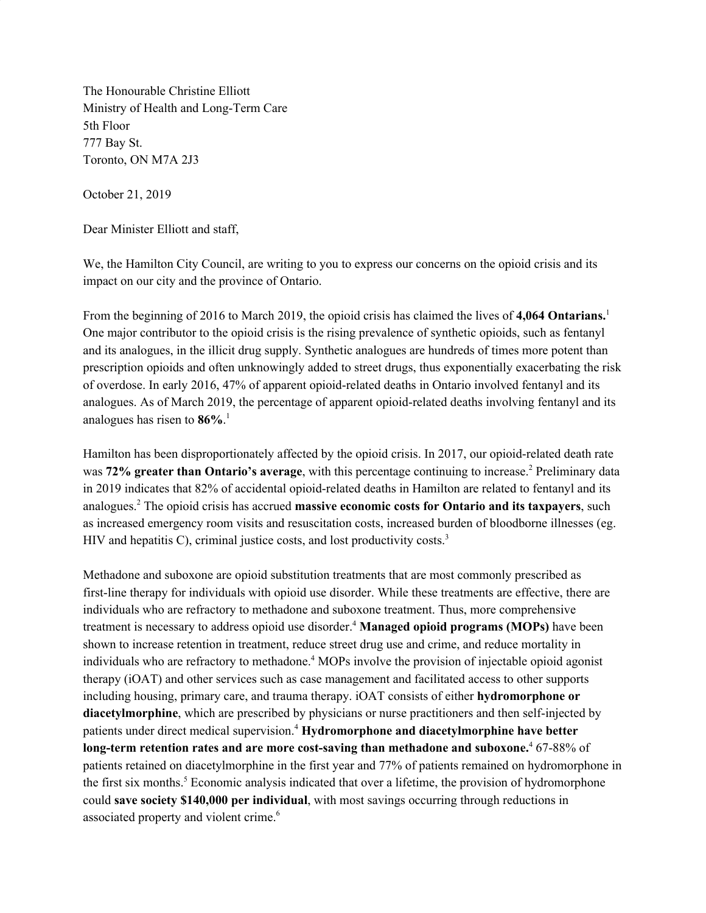The Honourable Christine Elliott
Ministry of Health and Long-Term Care
5th Floor
777 Bay St.
Toronto, ON M7A 2J3

October 21, 2019

Dear Minister Elliott and staff,

We, the Hamilton City Council, are writing to you to express our concerns on the opioid crisis and its impact on our city and the province of Ontario.

From the beginning of 2016 to March 2019, the opioid crisis has claimed the lives of **4,064 Ontarians.**[1] One major contributor to the opioid crisis is the rising prevalence of synthetic opioids, such as fentanyl and its analogues, in the illicit drug supply. Synthetic analogues are hundreds of times more potent than prescription opioids and often unknowingly added to street drugs, thus exponentially exacerbating the risk of overdose. In early 2016, 47% of apparent opioid-related deaths in Ontario involved fentanyl and its analogues. As of March 2019, the percentage of apparent opioid-related deaths involving fentanyl and its analogues has risen to **86%**.[1]

Hamilton has been disproportionately affected by the opioid crisis. In 2017, our opioid-related death rate was **72% greater than Ontario's average**, with this percentage continuing to increase.[2] Preliminary data in 2019 indicates that 82% of accidental opioid-related deaths in Hamilton are related to fentanyl and its analogues.[2] The opioid crisis has accrued **massive economic costs for Ontario and its taxpayers**, such as increased emergency room visits and resuscitation costs, increased burden of bloodborne illnesses (eg. HIV and hepatitis C), criminal justice costs, and lost productivity costs.[3]

Methadone and suboxone are opioid substitution treatments that are most commonly prescribed as first-line therapy for individuals with opioid use disorder. While these treatments are effective, there are individuals who are refractory to methadone and suboxone treatment. Thus, more comprehensive treatment is necessary to address opioid use disorder.[4] **Managed opioid programs (MOPs)** have been shown to increase retention in treatment, reduce street drug use and crime, and reduce mortality in individuals who are refractory to methadone.[4] MOPs involve the provision of injectable opioid agonist therapy (iOAT) and other services such as case management and facilitated access to other supports including housing, primary care, and trauma therapy. iOAT consists of either **hydromorphone or diacetylmorphine**, which are prescribed by physicians or nurse practitioners and then self-injected by patients under direct medical supervision.[4] **Hydromorphone and diacetylmorphine have better long-term retention rates and are more cost-saving than methadone and suboxone.**[4] 67-88% of patients retained on diacetylmorphine in the first year and 77% of patients remained on hydromorphone in the first six months.[5] Economic analysis indicated that over a lifetime, the provision of hydromorphone could **save society $140,000 per individual**, with most savings occurring through reductions in associated property and violent crime.[6]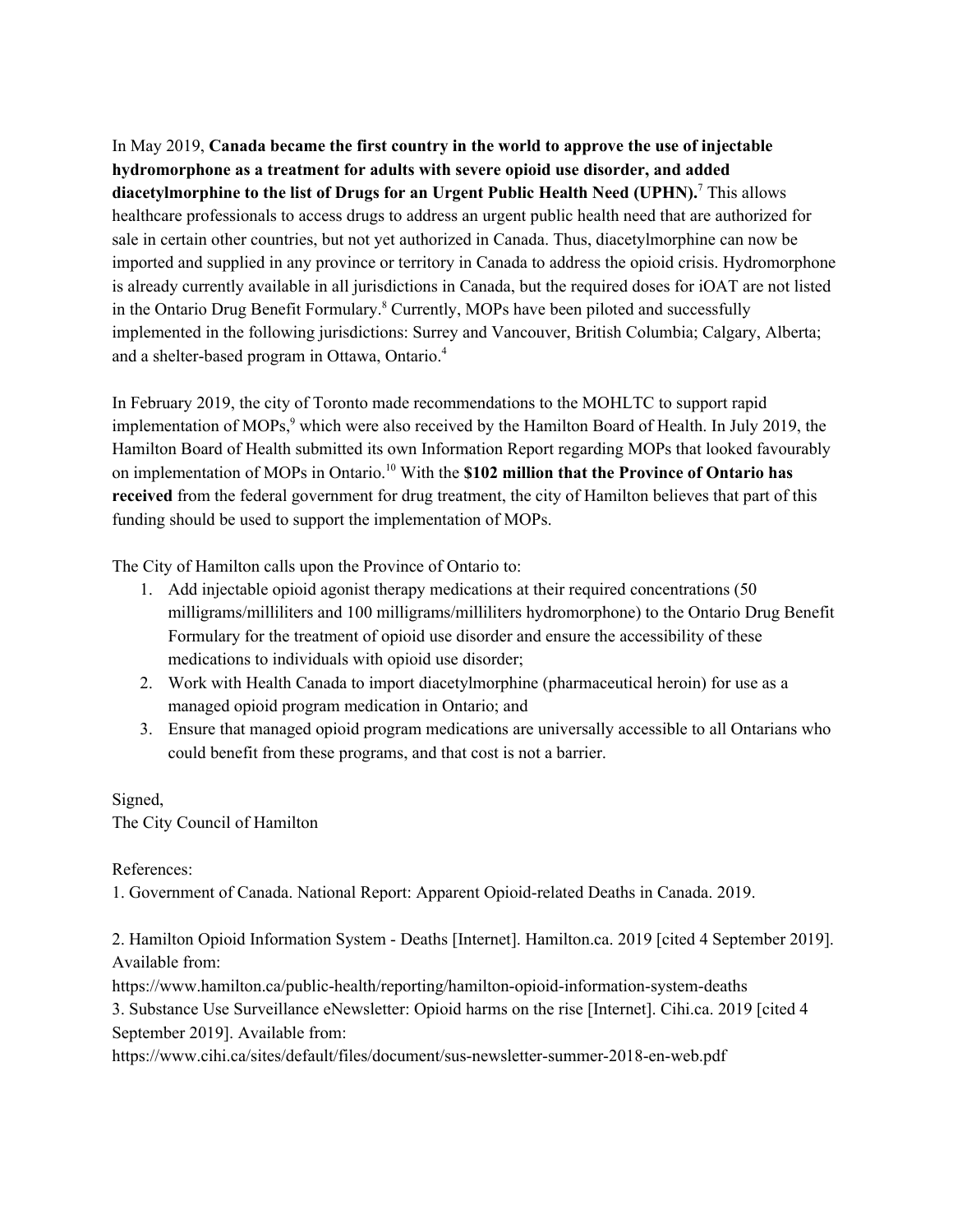In May 2019, **Canada became the first country in the world to approve the use of injectable hydromorphone as a treatment for adults with severe opioid use disorder, and added diacetylmorphine to the list of Drugs for an Urgent Public Health Need (UPHN).**[7] This allows healthcare professionals to access drugs to address an urgent public health need that are authorized for sale in certain other countries, but not yet authorized in Canada. Thus, diacetylmorphine can now be imported and supplied in any province or territory in Canada to address the opioid crisis. Hydromorphone is already currently available in all jurisdictions in Canada, but the required doses for iOAT are not listed in the Ontario Drug Benefit Formulary.[8] Currently, MOPs have been piloted and successfully implemented in the following jurisdictions: Surrey and Vancouver, British Columbia; Calgary, Alberta; and a shelter-based program in Ottawa, Ontario.[4]

In February 2019, the city of Toronto made recommendations to the MOHLTC to support rapid implementation of MOPs,[9] which were also received by the Hamilton Board of Health. In July 2019, the Hamilton Board of Health submitted its own Information Report regarding MOPs that looked favourably on implementation of MOPs in Ontario.[10] With the **$102 million that the Province of Ontario has received** from the federal government for drug treatment, the city of Hamilton believes that part of this funding should be used to support the implementation of MOPs.

The City of Hamilton calls upon the Province of Ontario to:

1. Add injectable opioid agonist therapy medications at their required concentrations (50 milligrams/milliliters and 100 milligrams/milliliters hydromorphone) to the Ontario Drug Benefit Formulary for the treatment of opioid use disorder and ensure the accessibility of these medications to individuals with opioid use disorder;
2. Work with Health Canada to import diacetylmorphine (pharmaceutical heroin) for use as a managed opioid program medication in Ontario; and
3. Ensure that managed opioid program medications are universally accessible to all Ontarians who could benefit from these programs, and that cost is not a barrier.

Signed,
The City Council of Hamilton

References:

1. Government of Canada. National Report: Apparent Opioid-related Deaths in Canada. 2019.

2. Hamilton Opioid Information System - Deaths [Internet]. Hamilton.ca. 2019 [cited 4 September 2019]. Available from:
https://www.hamilton.ca/public-health/reporting/hamilton-opioid-information-system-deaths

3. Substance Use Surveillance eNewsletter: Opioid harms on the rise [Internet]. Cihi.ca. 2019 [cited 4 September 2019]. Available from:
https://www.cihi.ca/sites/default/files/document/sus-newsletter-summer-2018-en-web.pdf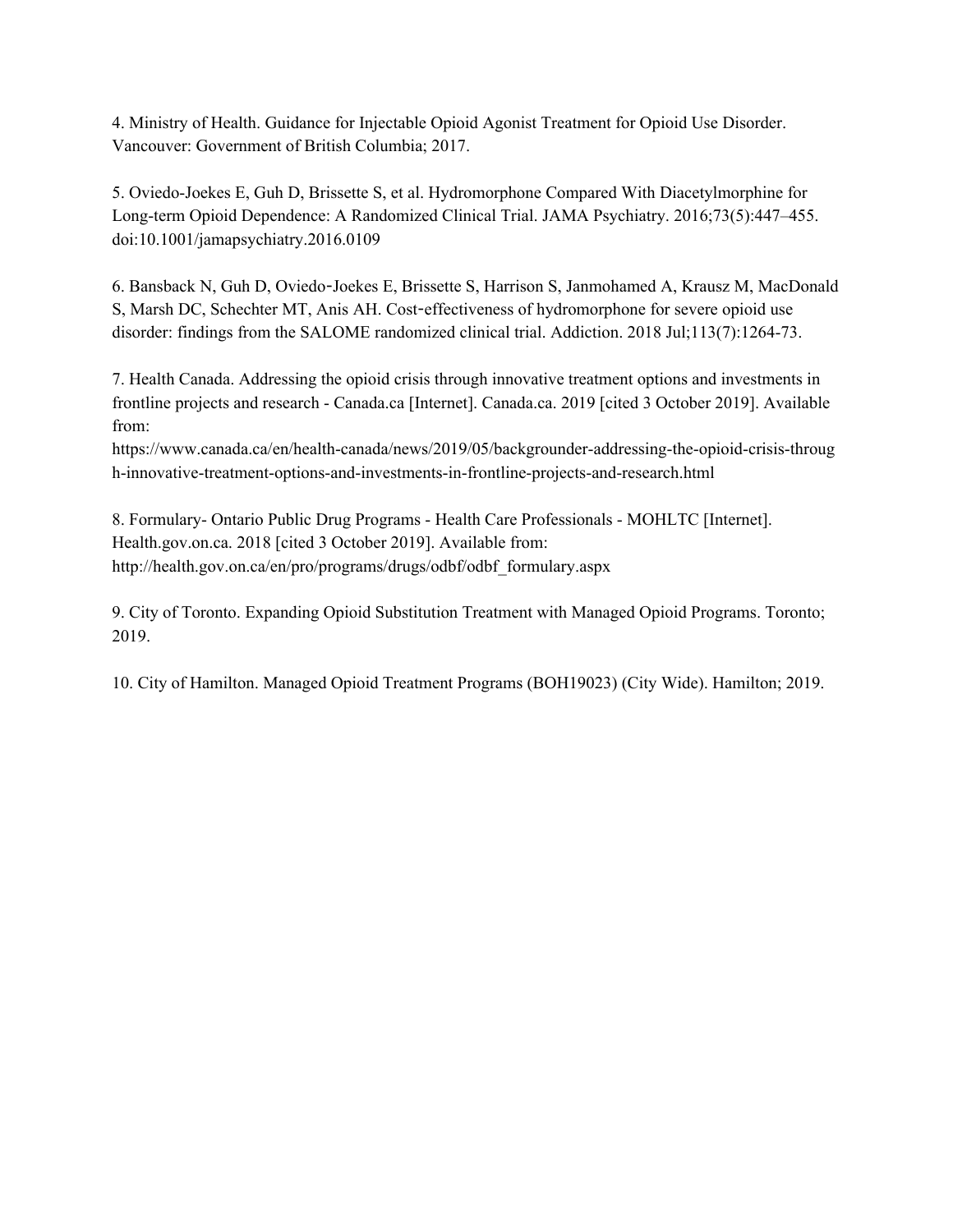4. Ministry of Health. Guidance for Injectable Opioid Agonist Treatment for Opioid Use Disorder. Vancouver: Government of British Columbia; 2017.

5. Oviedo-Joekes E, Guh D, Brissette S, et al. Hydromorphone Compared With Diacetylmorphine for Long-term Opioid Dependence: A Randomized Clinical Trial. JAMA Psychiatry. 2016;73(5):447–455. doi:10.1001/jamapsychiatry.2016.0109

6. Bansback N, Guh D, Oviedo-Joekes E, Brissette S, Harrison S, Janmohamed A, Krausz M, MacDonald S, Marsh DC, Schechter MT, Anis AH. Cost-effectiveness of hydromorphone for severe opioid use disorder: findings from the SALOME randomized clinical trial. Addiction. 2018 Jul;113(7):1264-73.

7. Health Canada. Addressing the opioid crisis through innovative treatment options and investments in frontline projects and research - Canada.ca [Internet]. Canada.ca. 2019 [cited 3 October 2019]. Available from:
https://www.canada.ca/en/health-canada/news/2019/05/backgrounder-addressing-the-opioid-crisis-through-innovative-treatment-options-and-investments-in-frontline-projects-and-research.html

8. Formulary- Ontario Public Drug Programs - Health Care Professionals - MOHLTC [Internet]. Health.gov.on.ca. 2018 [cited 3 October 2019]. Available from:
http://health.gov.on.ca/en/pro/programs/drugs/odbf/odbf_formulary.aspx

9. City of Toronto. Expanding Opioid Substitution Treatment with Managed Opioid Programs. Toronto; 2019.

10. City of Hamilton. Managed Opioid Treatment Programs (BOH19023) (City Wide). Hamilton; 2019.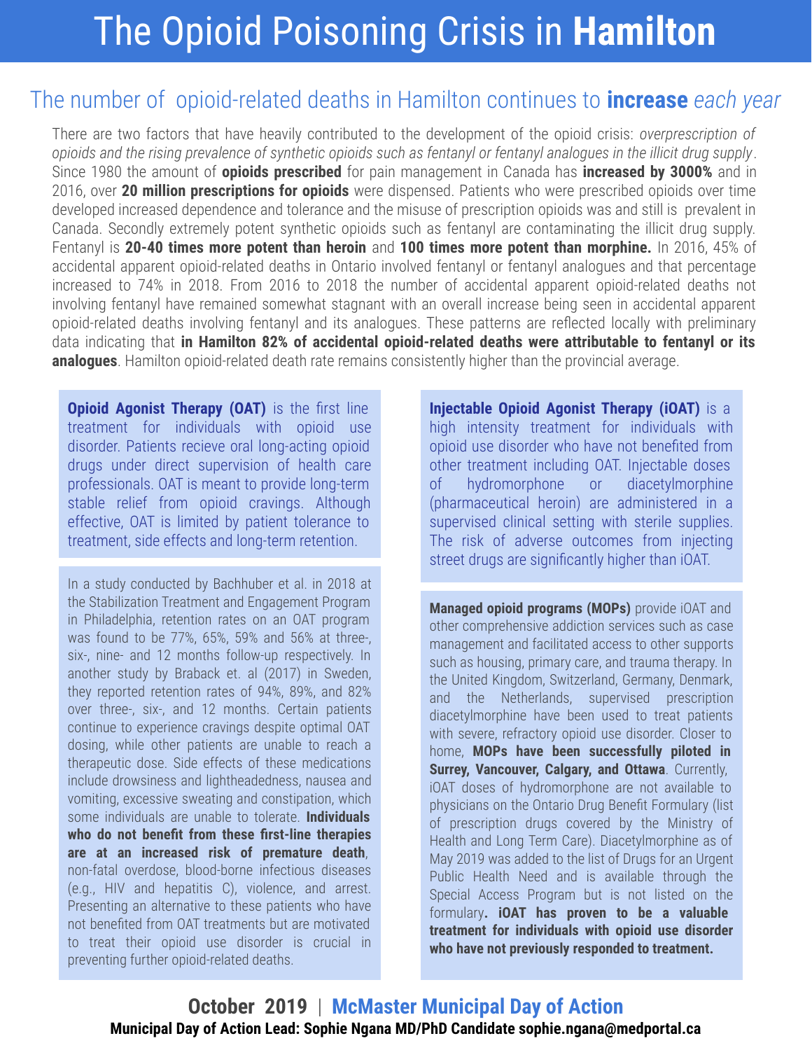# The Opioid Poisoning Crisis in **Hamilton**

## The number of opioid-related deaths in Hamilton continues to **increase** *each year*

There are two factors that have heavily contributed to the development of the opioid crisis: *overprescription of opioids and the rising prevalence of synthetic opioids such as fentanyl or fentanyl analogues in the illicit drug supply*. Since 1980 the amount of **opioids prescribed** for pain management in Canada has **increased by 3000%** and in 2016, over **20 million prescriptions for opioids** were dispensed. Patients who were prescribed opioids over time developed increased dependence and tolerance and the misuse of prescription opioids was and still is prevalent in Canada. Secondly extremely potent synthetic opioids such as fentanyl are contaminating the illicit drug supply. Fentanyl is **20-40 times more potent than heroin** and **100 times more potent than morphine.** In 2016, 45% of accidental apparent opioid-related deaths in Ontario involved fentanyl or fentanyl analogues and that percentage increased to 74% in 2018. From 2016 to 2018 the number of accidental apparent opioid-related deaths not involving fentanyl have remained somewhat stagnant with an overall increase being seen in accidental apparent opioid-related deaths involving fentanyl and its analogues. These patterns are reflected locally with preliminary data indicating that **in Hamilton 82% of accidental opioid-related deaths were attributable to fentanyl or its analogues**. Hamilton opioid-related death rate remains consistently higher than the provincial average.

**Opioid Agonist Therapy (OAT)** is the first line treatment for individuals with opioid use disorder. Patients recieve oral long-acting opioid drugs under direct supervision of health care professionals. OAT is meant to provide long-term stable relief from opioid cravings. Although effective, OAT is limited by patient tolerance to treatment, side effects and long-term retention.

In a study conducted by Bachhuber et al. in 2018 at the Stabilization Treatment and Engagement Program in Philadelphia, retention rates on an OAT program was found to be 77%, 65%, 59% and 56% at three-, six-, nine- and 12 months follow-up respectively. In another study by Braback et. al (2017) in Sweden, they reported retention rates of 94%, 89%, and 82% over three-, six-, and 12 months. Certain patients continue to experience cravings despite optimal OAT dosing, while other patients are unable to reach a therapeutic dose. Side effects of these medications include drowsiness and lightheadedness, nausea and vomiting, excessive sweating and constipation, which some individuals are unable to tolerate. **Individuals who do not benefit from these first-line therapies are at an increased risk of premature death**, non-fatal overdose, blood-borne infectious diseases (e.g., HIV and hepatitis C), violence, and arrest. Presenting an alternative to these patients who have not benefited from OAT treatments but are motivated to treat their opioid use disorder is crucial in preventing further opioid-related deaths.

**Injectable Opioid Agonist Therapy (iOAT)** is a high intensity treatment for individuals with opioid use disorder who have not benefited from other treatment including OAT. Injectable doses of hydromorphone or diacetylmorphine (pharmaceutical heroin) are administered in a supervised clinical setting with sterile supplies. The risk of adverse outcomes from injecting street drugs are significantly higher than iOAT.

**Managed opioid programs (MOPs)** provide iOAT and other comprehensive addiction services such as case management and facilitated access to other supports such as housing, primary care, and trauma therapy. In the United Kingdom, Switzerland, Germany, Denmark, and the Netherlands, supervised prescription diacetylmorphine have been used to treat patients with severe, refractory opioid use disorder. Closer to home, **MOPs have been successfully piloted in Surrey, Vancouver, Calgary, and Ottawa**. Currently, iOAT doses of hydromorphone are not available to physicians on the Ontario Drug Benefit Formulary (list of prescription drugs covered by the Ministry of Health and Long Term Care). Diacetylmorphine as of May 2019 was added to the list of Drugs for an Urgent Public Health Need and is available through the Special Access Program but is not listed on the formulary**. iOAT has proven to be a valuable treatment for individuals with opioid use disorder who have not previously responded to treatment.**

**October 2019** | **McMaster Municipal Day of Action**

**Municipal Day of Action Lead: Sophie Ngana MD/PhD Candidate sophie.ngana@medportal.ca**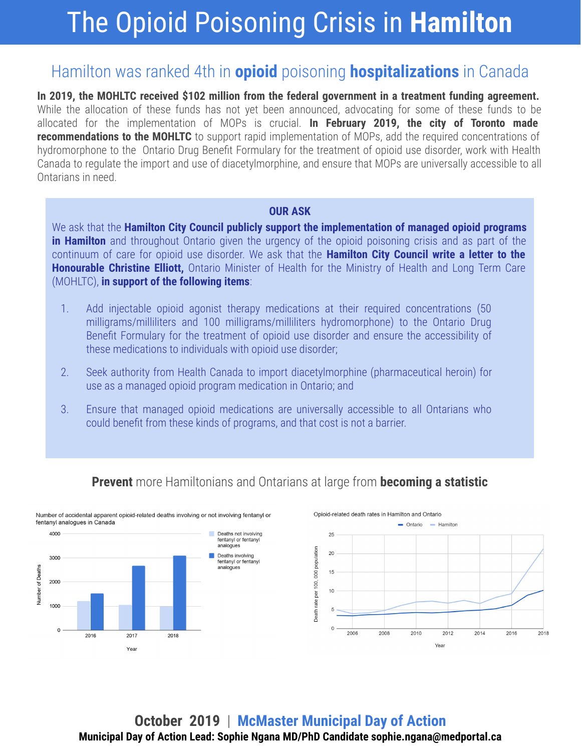# The Opioid Poisoning Crisis in **Hamilton**

## Hamilton was ranked 4th in **opioid** poisoning **hospitalizations** in Canada

**In 2019, the MOHLTC received $102 million from the federal government in a treatment funding agreement.** While the allocation of these funds has not yet been announced, advocating for some of these funds to be allocated for the implementation of MOPs is crucial. **In February 2019, the city of Toronto made recommendations to the MOHLTC** to support rapid implementation of MOPs, add the required concentrations of hydromorphone to the Ontario Drug Benefit Formulary for the treatment of opioid use disorder, work with Health Canada to regulate the import and use of diacetylmorphine, and ensure that MOPs are universally accessible to all Ontarians in need.

**OUR ASK**

We ask that the **Hamilton City Council publicly support the implementation of managed opioid programs in Hamilton** and throughout Ontario given the urgency of the opioid poisoning crisis and as part of the continuum of care for opioid use disorder. We ask that the **Hamilton City Council write a letter to the Honourable Christine Elliott,** Ontario Minister of Health for the Ministry of Health and Long Term Care (MOHLTC), **in support of the following items**:

1. Add injectable opioid agonist therapy medications at their required concentrations (50 milligrams/milliliters and 100 milligrams/milliliters hydromorphone) to the Ontario Drug Benefit Formulary for the treatment of opioid use disorder and ensure the accessibility of these medications to individuals with opioid use disorder;
2. Seek authority from Health Canada to import diacetylmorphine (pharmaceutical heroin) for use as a managed opioid program medication in Ontario; and
3. Ensure that managed opioid medications are universally accessible to all Ontarians who could benefit from these kinds of programs, and that cost is not a barrier.

**Prevent** more Hamiltonians and Ontarians at large from **becoming a statistic**

Number of accidental apparent opioid-related deaths involving or not involving fentanyl or fentanyl analogues in Canada

Number of Deaths

4000
3000
2000
1000
0

2016 2017 2018

Year

Deaths not involving fentanyl or fentanyl analogues
Deaths involving fentanyl or fentanyl analogues

Opioid-related death rates in Hamilton and Ontario

Ontario
Hamilton

Death rate per 100, 000 population

25
20
15
10
5
0

2006 2008 2010 2012 2014 2016 2018

Year

**October 2019** | **McMaster Municipal Day of Action**

**Municipal Day of Action Lead: Sophie Ngana MD/PhD Candidate sophie.ngana@medportal.ca**